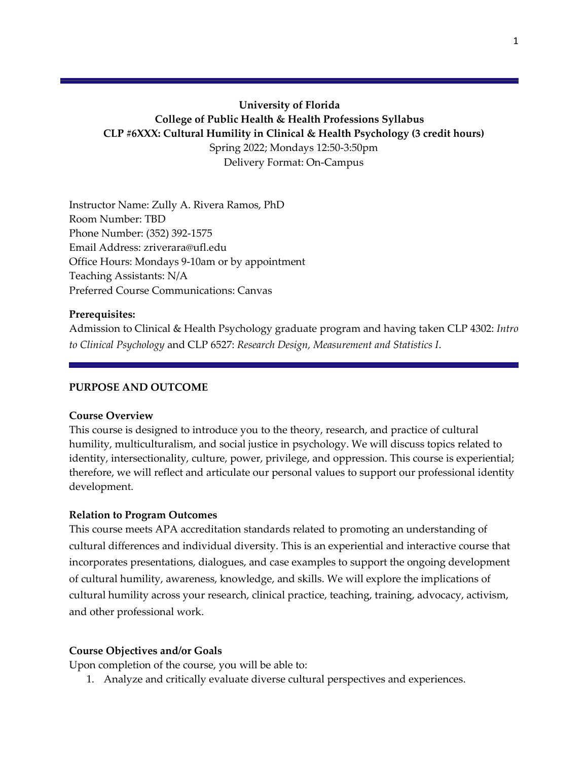**University of Florida**
**College of Public Health & Health Professions Syllabus**
**CLP #6XXX: Cultural Humility in Clinical & Health Psychology (3 credit hours)**
Spring 2022; Mondays 12:50-3:50pm
Delivery Format: On-Campus

Instructor Name: Zully A. Rivera Ramos, PhD
Room Number: TBD
Phone Number: (352) 392-1575
Email Address: zriverara@ufl.edu
Office Hours: Mondays 9-10am or by appointment
Teaching Assistants: N/A
Preferred Course Communications: Canvas

**Prerequisites:**
Admission to Clinical & Health Psychology graduate program and having taken CLP 4302: *Intro to Clinical Psychology* and CLP 6527: *Research Design, Measurement and Statistics I*.

## PURPOSE AND OUTCOME

### Course Overview

This course is designed to introduce you to the theory, research, and practice of cultural humility, multiculturalism, and social justice in psychology. We will discuss topics related to identity, intersectionality, culture, power, privilege, and oppression. This course is experiential; therefore, we will reflect and articulate our personal values to support our professional identity development.

### Relation to Program Outcomes

This course meets APA accreditation standards related to promoting an understanding of cultural differences and individual diversity. This is an experiential and interactive course that incorporates presentations, dialogues, and case examples to support the ongoing development of cultural humility, awareness, knowledge, and skills. We will explore the implications of cultural humility across your research, clinical practice, teaching, training, advocacy, activism, and other professional work.

### Course Objectives and/or Goals

Upon completion of the course, you will be able to:

1. Analyze and critically evaluate diverse cultural perspectives and experiences.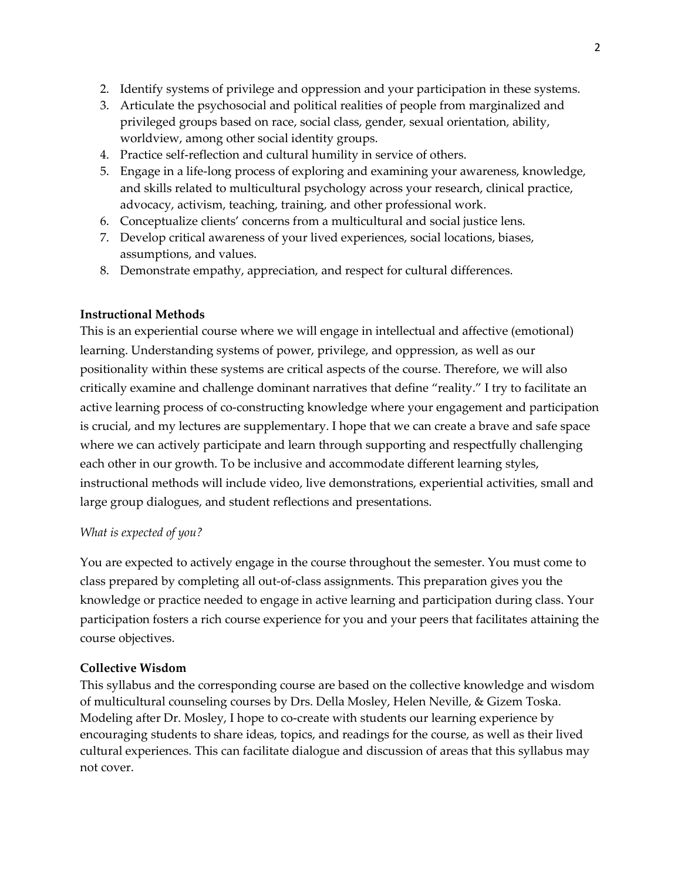2. Identify systems of privilege and oppression and your participation in these systems.
3. Articulate the psychosocial and political realities of people from marginalized and privileged groups based on race, social class, gender, sexual orientation, ability, worldview, among other social identity groups.
4. Practice self-reflection and cultural humility in service of others.
5. Engage in a life-long process of exploring and examining your awareness, knowledge, and skills related to multicultural psychology across your research, clinical practice, advocacy, activism, teaching, training, and other professional work.
6. Conceptualize clients' concerns from a multicultural and social justice lens.
7. Develop critical awareness of your lived experiences, social locations, biases, assumptions, and values.
8. Demonstrate empathy, appreciation, and respect for cultural differences.

**Instructional Methods**

This is an experiential course where we will engage in intellectual and affective (emotional) learning. Understanding systems of power, privilege, and oppression, as well as our positionality within these systems are critical aspects of the course. Therefore, we will also critically examine and challenge dominant narratives that define "reality." I try to facilitate an active learning process of co-constructing knowledge where your engagement and participation is crucial, and my lectures are supplementary. I hope that we can create a brave and safe space where we can actively participate and learn through supporting and respectfully challenging each other in our growth. To be inclusive and accommodate different learning styles, instructional methods will include video, live demonstrations, experiential activities, small and large group dialogues, and student reflections and presentations.

*What is expected of you?*

You are expected to actively engage in the course throughout the semester. You must come to class prepared by completing all out-of-class assignments. This preparation gives you the knowledge or practice needed to engage in active learning and participation during class. Your participation fosters a rich course experience for you and your peers that facilitates attaining the course objectives.

**Collective Wisdom**

This syllabus and the corresponding course are based on the collective knowledge and wisdom of multicultural counseling courses by Drs. Della Mosley, Helen Neville, & Gizem Toska. Modeling after Dr. Mosley, I hope to co-create with students our learning experience by encouraging students to share ideas, topics, and readings for the course, as well as their lived cultural experiences. This can facilitate dialogue and discussion of areas that this syllabus may not cover.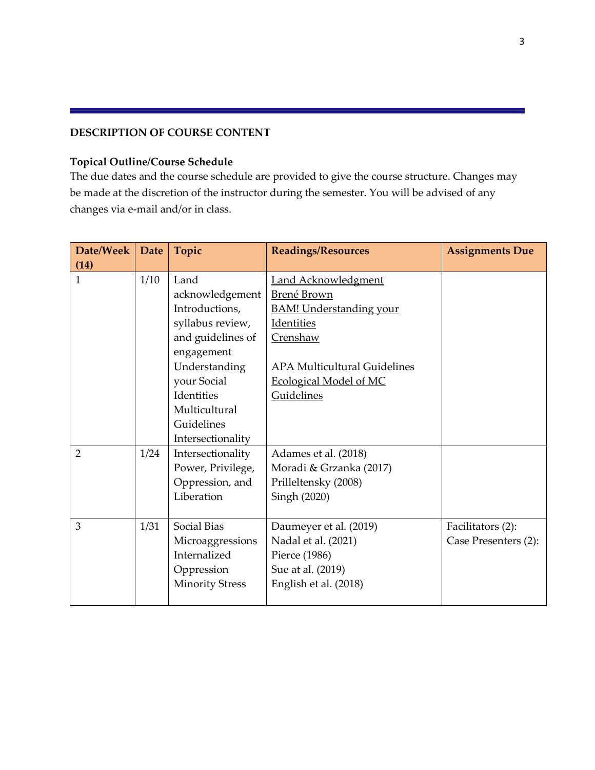## DESCRIPTION OF COURSE CONTENT

### Topical Outline/Course Schedule

The due dates and the course schedule are provided to give the course structure. Changes may be made at the discretion of the instructor during the semester. You will be advised of any changes via e-mail and/or in class.

| Date/Week (14) | Date | Topic | Readings/Resources | Assignments Due |
|---|---|---|---|---|
| 1 | 1/10 | Land acknowledgement<br>Introductions, syllabus review, and guidelines of engagement<br>Understanding your Social Identities<br>Multicultural Guidelines<br>Intersectionality | Land Acknowledgment<br>Brené Brown<br>BAM! Understanding your Identities<br>Crenshaw<br><br>APA Multicultural Guidelines<br>Ecological Model of MC Guidelines | |
| 2 | 1/24 | Intersectionality<br>Power, Privilege, Oppression, and Liberation | Adames et al. (2018)<br>Moradi & Grzanka (2017)<br>Prilleltensky (2008)<br>Singh (2020) | |
| 3 | 1/31 | Social Bias<br>Microaggressions<br>Internalized Oppression<br>Minority Stress | Daumeyer et al. (2019)<br>Nadal et al. (2021)<br>Pierce (1986)<br>Sue at al. (2019)<br>English et al. (2018) | Facilitators (2):<br>Case Presenters (2): |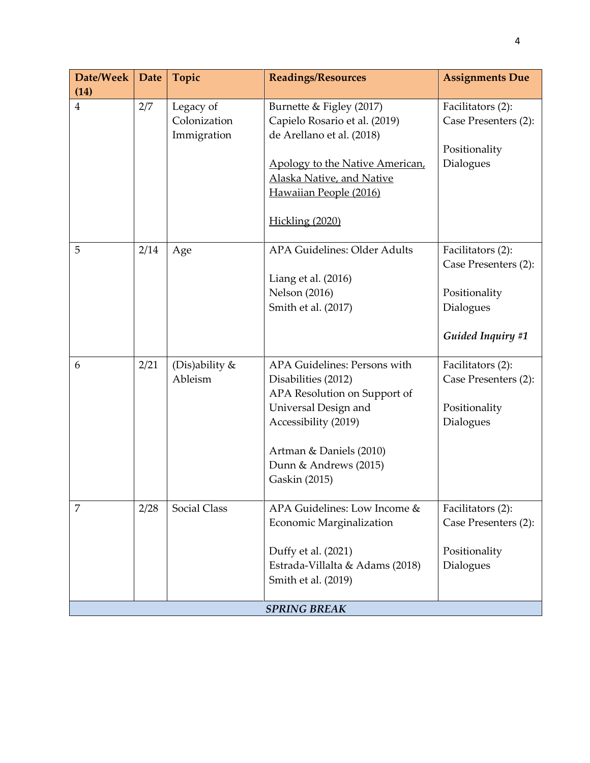| Date/Week (14) | Date | Topic | Readings/Resources | Assignments Due |
|---|---|---|---|---|
| 4 | 2/7 | Legacy of Colonization Immigration | Burnette & Figley (2017)<br>Capielo Rosario et al. (2019)<br>de Arellano et al. (2018)<br><br>Apology to the Native American, Alaska Native, and Native Hawaiian People (2016)<br><br>Hickling (2020) | Facilitators (2):<br>Case Presenters (2):<br><br>Positionality Dialogues |
| 5 | 2/14 | Age | APA Guidelines: Older Adults<br><br>Liang et al. (2016)<br>Nelson (2016)<br>Smith et al. (2017) | Facilitators (2):<br>Case Presenters (2):<br><br>Positionality Dialogues<br><br>***Guided Inquiry #1*** |
| 6 | 2/21 | (Dis)ability & Ableism | APA Guidelines: Persons with Disabilities (2012)<br>APA Resolution on Support of Universal Design and Accessibility (2019)<br><br>Artman & Daniels (2010)<br>Dunn & Andrews (2015)<br>Gaskin (2015) | Facilitators (2):<br>Case Presenters (2):<br><br>Positionality Dialogues |
| 7 | 2/28 | Social Class | APA Guidelines: Low Income & Economic Marginalization<br><br>Duffy et al. (2021)<br>Estrada-Villalta & Adams (2018)<br>Smith et al. (2019) | Facilitators (2):<br>Case Presenters (2):<br><br>Positionality Dialogues |
| | | ***SPRING BREAK*** | | |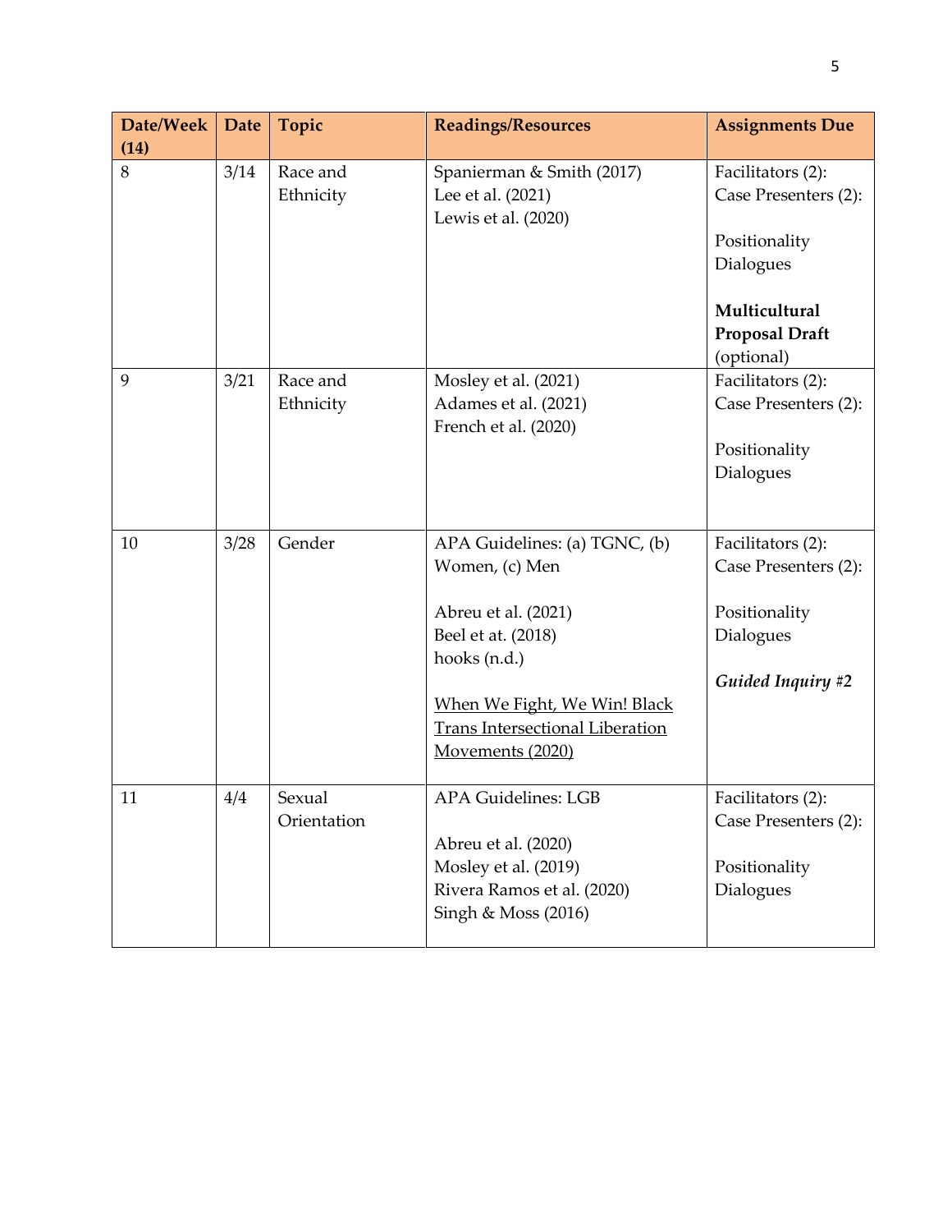| Date/Week (14) | Date | Topic | Readings/Resources | Assignments Due |
|---|---|---|---|---|
| 8 | 3/14 | Race and Ethnicity | Spanierman & Smith (2017)<br>Lee et al. (2021)<br>Lewis et al. (2020) | Facilitators (2):<br>Case Presenters (2):<br><br>Positionality Dialogues<br><br>**Multicultural Proposal Draft** (optional) |
| 9 | 3/21 | Race and Ethnicity | Mosley et al. (2021)<br>Adames et al. (2021)<br>French et al. (2020) | Facilitators (2):<br>Case Presenters (2):<br><br>Positionality Dialogues |
| 10 | 3/28 | Gender | APA Guidelines: (a) TGNC, (b) Women, (c) Men<br><br>Abreu et al. (2021)<br>Beel et at. (2018)<br>hooks (n.d.)<br><br><u>When We Fight, We Win! Black Trans Intersectional Liberation Movements (2020)</u> | Facilitators (2):<br>Case Presenters (2):<br><br>Positionality Dialogues<br><br>***Guided Inquiry #2*** |
| 11 | 4/4 | Sexual Orientation | APA Guidelines: LGB<br><br>Abreu et al. (2020)<br>Mosley et al. (2019)<br>Rivera Ramos et al. (2020)<br>Singh & Moss (2016) | Facilitators (2):<br>Case Presenters (2):<br><br>Positionality Dialogues |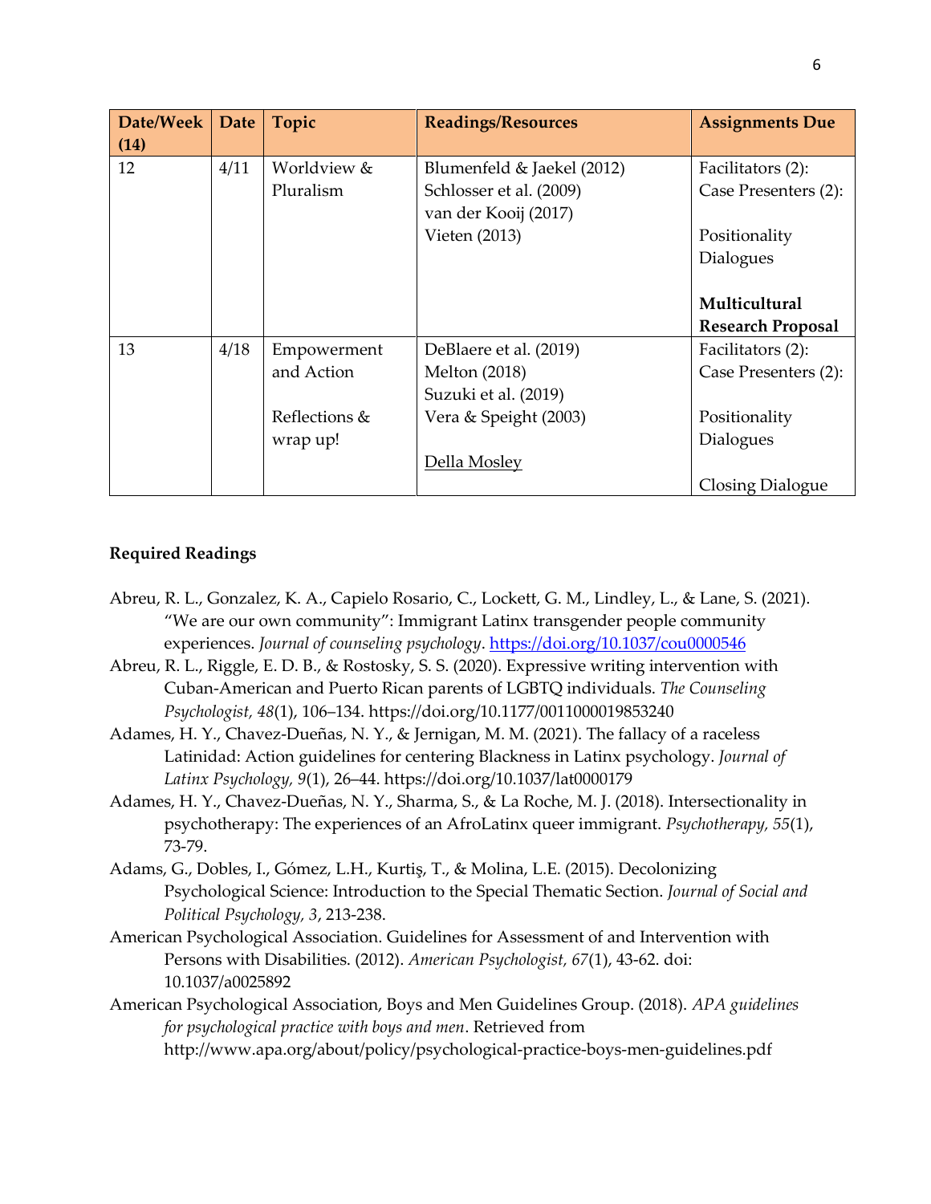| Date/Week (14) | Date | Topic | Readings/Resources | Assignments Due |
|---|---|---|---|---|
| 12 | 4/11 | Worldview & Pluralism | Blumenfeld & Jaekel (2012)<br>Schlosser et al. (2009)<br>van der Kooij (2017)<br>Vieten (2013) | Facilitators (2):<br>Case Presenters (2):<br><br>Positionality Dialogues<br><br>**Multicultural Research Proposal** |
| 13 | 4/18 | Empowerment and Action<br><br>Reflections & wrap up! | DeBlaere et al. (2019)<br>Melton (2018)<br>Suzuki et al. (2019)<br>Vera & Speight (2003)<br><br>Della Mosley | Facilitators (2):<br>Case Presenters (2):<br><br>Positionality Dialogues<br><br>Closing Dialogue |

**Required Readings**

Abreu, R. L., Gonzalez, K. A., Capielo Rosario, C., Lockett, G. M., Lindley, L., & Lane, S. (2021). "We are our own community": Immigrant Latinx transgender people community experiences. *Journal of counseling psychology*. https://doi.org/10.1037/cou0000546

Abreu, R. L., Riggle, E. D. B., & Rostosky, S. S. (2020). Expressive writing intervention with Cuban-American and Puerto Rican parents of LGBTQ individuals. *The Counseling Psychologist, 48*(1), 106–134. https://doi.org/10.1177/0011000019853240

Adames, H. Y., Chavez-Dueñas, N. Y., & Jernigan, M. M. (2021). The fallacy of a raceless Latinidad: Action guidelines for centering Blackness in Latinx psychology. *Journal of Latinx Psychology, 9*(1), 26–44. https://doi.org/10.1037/lat0000179

Adames, H. Y., Chavez-Dueñas, N. Y., Sharma, S., & La Roche, M. J. (2018). Intersectionality in psychotherapy: The experiences of an AfroLatinx queer immigrant. *Psychotherapy, 55*(1), 73-79.

Adams, G., Dobles, I., Gómez, L.H., Kurtiş, T., & Molina, L.E. (2015). Decolonizing Psychological Science: Introduction to the Special Thematic Section. *Journal of Social and Political Psychology, 3*, 213-238.

American Psychological Association. Guidelines for Assessment of and Intervention with Persons with Disabilities. (2012). *American Psychologist, 67*(1), 43-62. doi: 10.1037/a0025892

American Psychological Association, Boys and Men Guidelines Group. (2018). *APA guidelines for psychological practice with boys and men*. Retrieved from http://www.apa.org/about/policy/psychological-practice-boys-men-guidelines.pdf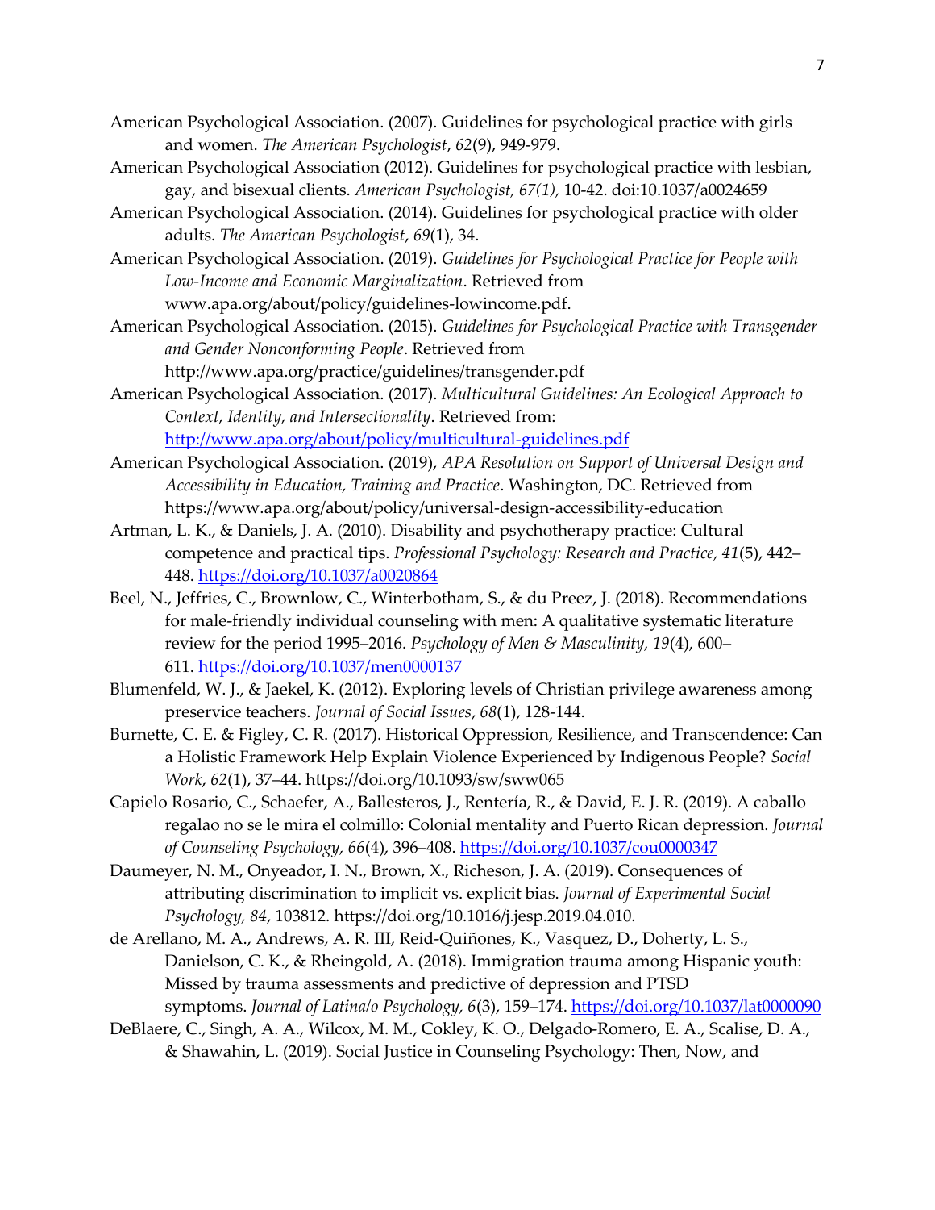American Psychological Association. (2007). Guidelines for psychological practice with girls and women. *The American Psychologist*, *62*(9), 949-979.

American Psychological Association (2012). Guidelines for psychological practice with lesbian, gay, and bisexual clients. *American Psychologist, 67(1),* 10-42. doi:10.1037/a0024659

American Psychological Association. (2014). Guidelines for psychological practice with older adults. *The American Psychologist*, *69*(1), 34.

American Psychological Association. (2019). *Guidelines for Psychological Practice for People with Low-Income and Economic Marginalization*. Retrieved from www.apa.org/about/policy/guidelines-lowincome.pdf.

American Psychological Association. (2015). *Guidelines for Psychological Practice with Transgender and Gender Nonconforming People*. Retrieved from http://www.apa.org/practice/guidelines/transgender.pdf

American Psychological Association. (2017). *Multicultural Guidelines: An Ecological Approach to Context, Identity, and Intersectionality*. Retrieved from: http://www.apa.org/about/policy/multicultural-guidelines.pdf

American Psychological Association. (2019), *APA Resolution on Support of Universal Design and Accessibility in Education, Training and Practice*. Washington, DC. Retrieved from https://www.apa.org/about/policy/universal-design-accessibility-education

Artman, L. K., & Daniels, J. A. (2010). Disability and psychotherapy practice: Cultural competence and practical tips. *Professional Psychology: Research and Practice, 41*(5), 442–448. https://doi.org/10.1037/a0020864

Beel, N., Jeffries, C., Brownlow, C., Winterbotham, S., & du Preez, J. (2018). Recommendations for male-friendly individual counseling with men: A qualitative systematic literature review for the period 1995–2016. *Psychology of Men & Masculinity, 19*(4), 600–611. https://doi.org/10.1037/men0000137

Blumenfeld, W. J., & Jaekel, K. (2012). Exploring levels of Christian privilege awareness among preservice teachers. *Journal of Social Issues*, *68*(1), 128-144.

Burnette, C. E. & Figley, C. R. (2017). Historical Oppression, Resilience, and Transcendence: Can a Holistic Framework Help Explain Violence Experienced by Indigenous People? *Social Work*, *62*(1), 37–44. https://doi.org/10.1093/sw/sww065

Capielo Rosario, C., Schaefer, A., Ballesteros, J., Rentería, R., & David, E. J. R. (2019). A caballo regalao no se le mira el colmillo: Colonial mentality and Puerto Rican depression. *Journal of Counseling Psychology, 66*(4), 396–408. https://doi.org/10.1037/cou0000347

Daumeyer, N. M., Onyeador, I. N., Brown, X., Richeson, J. A. (2019). Consequences of attributing discrimination to implicit vs. explicit bias. *Journal of Experimental Social Psychology, 84*, 103812. https://doi.org/10.1016/j.jesp.2019.04.010.

de Arellano, M. A., Andrews, A. R. III, Reid-Quiñones, K., Vasquez, D., Doherty, L. S., Danielson, C. K., & Rheingold, A. (2018). Immigration trauma among Hispanic youth: Missed by trauma assessments and predictive of depression and PTSD symptoms. *Journal of Latina/o Psychology, 6*(3), 159–174. https://doi.org/10.1037/lat0000090

DeBlaere, C., Singh, A. A., Wilcox, M. M., Cokley, K. O., Delgado-Romero, E. A., Scalise, D. A., & Shawahin, L. (2019). Social Justice in Counseling Psychology: Then, Now, and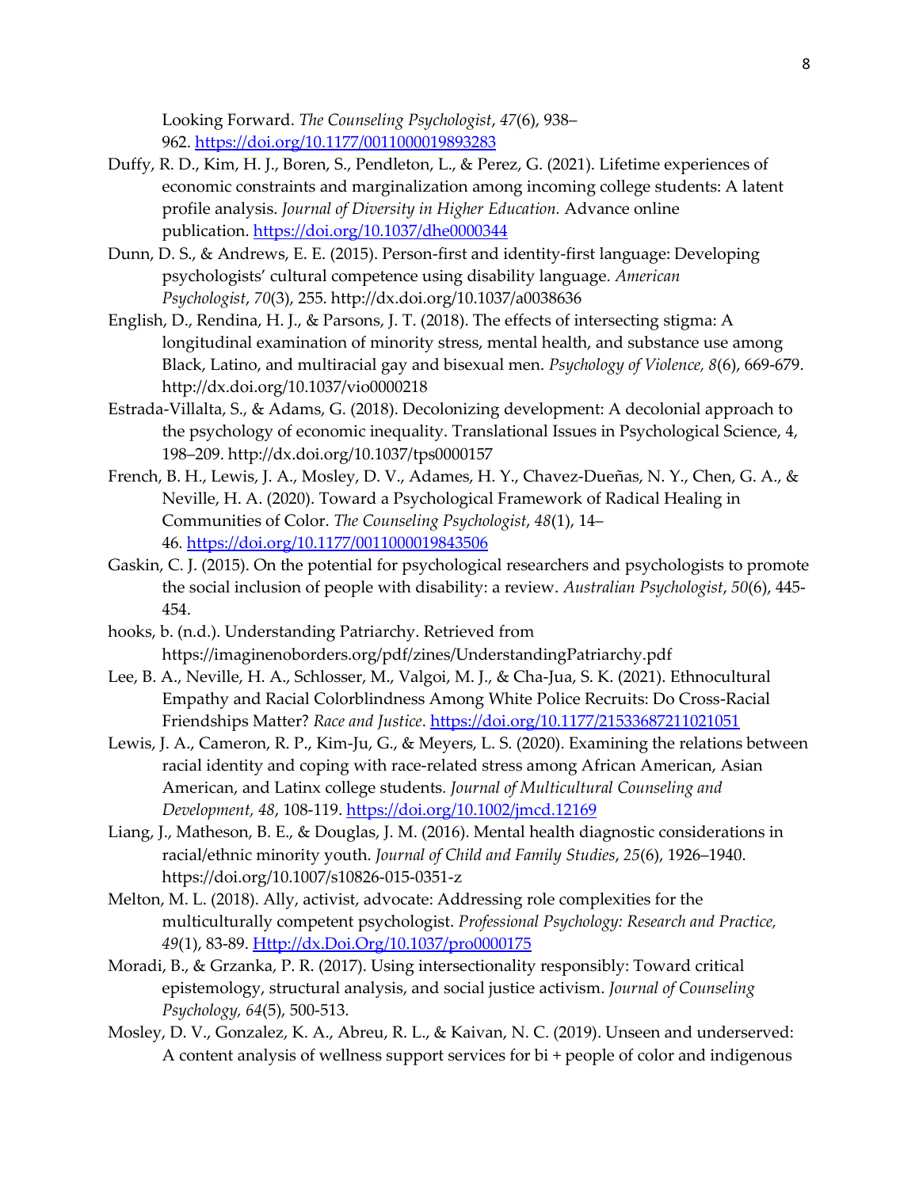Looking Forward. *The Counseling Psychologist*, *47*(6), 938–962. https://doi.org/10.1177/0011000019893283

Duffy, R. D., Kim, H. J., Boren, S., Pendleton, L., & Perez, G. (2021). Lifetime experiences of economic constraints and marginalization among incoming college students: A latent profile analysis. *Journal of Diversity in Higher Education.* Advance online publication. https://doi.org/10.1037/dhe0000344

Dunn, D. S., & Andrews, E. E. (2015). Person-first and identity-first language: Developing psychologists' cultural competence using disability language. *American Psychologist*, *70*(3), 255. http://dx.doi.org/10.1037/a0038636

English, D., Rendina, H. J., & Parsons, J. T. (2018). The effects of intersecting stigma: A longitudinal examination of minority stress, mental health, and substance use among Black, Latino, and multiracial gay and bisexual men. *Psychology of Violence, 8*(6), 669-679. http://dx.doi.org/10.1037/vio0000218

Estrada-Villalta, S., & Adams, G. (2018). Decolonizing development: A decolonial approach to the psychology of economic inequality. Translational Issues in Psychological Science, 4, 198–209. http://dx.doi.org/10.1037/tps0000157

French, B. H., Lewis, J. A., Mosley, D. V., Adames, H. Y., Chavez-Dueñas, N. Y., Chen, G. A., & Neville, H. A. (2020). Toward a Psychological Framework of Radical Healing in Communities of Color. *The Counseling Psychologist*, *48*(1), 14–46. https://doi.org/10.1177/0011000019843506

Gaskin, C. J. (2015). On the potential for psychological researchers and psychologists to promote the social inclusion of people with disability: a review. *Australian Psychologist*, *50*(6), 445-454.

hooks, b. (n.d.). Understanding Patriarchy. Retrieved from https://imaginenoborders.org/pdf/zines/UnderstandingPatriarchy.pdf

Lee, B. A., Neville, H. A., Schlosser, M., Valgoi, M. J., & Cha-Jua, S. K. (2021). Ethnocultural Empathy and Racial Colorblindness Among White Police Recruits: Do Cross-Racial Friendships Matter? *Race and Justice*. https://doi.org/10.1177/21533687211021051

Lewis, J. A., Cameron, R. P., Kim-Ju, G., & Meyers, L. S. (2020). Examining the relations between racial identity and coping with race-related stress among African American, Asian American, and Latinx college students. *Journal of Multicultural Counseling and Development, 48*, 108-119. https://doi.org/10.1002/jmcd.12169

Liang, J., Matheson, B. E., & Douglas, J. M. (2016). Mental health diagnostic considerations in racial/ethnic minority youth. *Journal of Child and Family Studies*, *25*(6), 1926–1940. https://doi.org/10.1007/s10826-015-0351-z

Melton, M. L. (2018). Ally, activist, advocate: Addressing role complexities for the multiculturally competent psychologist. *Professional Psychology: Research and Practice, 49*(1), 83-89. Http://dx.Doi.Org/10.1037/pro0000175

Moradi, B., & Grzanka, P. R. (2017). Using intersectionality responsibly: Toward critical epistemology, structural analysis, and social justice activism. *Journal of Counseling Psychology, 64*(5), 500-513.

Mosley, D. V., Gonzalez, K. A., Abreu, R. L., & Kaivan, N. C. (2019). Unseen and underserved: A content analysis of wellness support services for bi + people of color and indigenous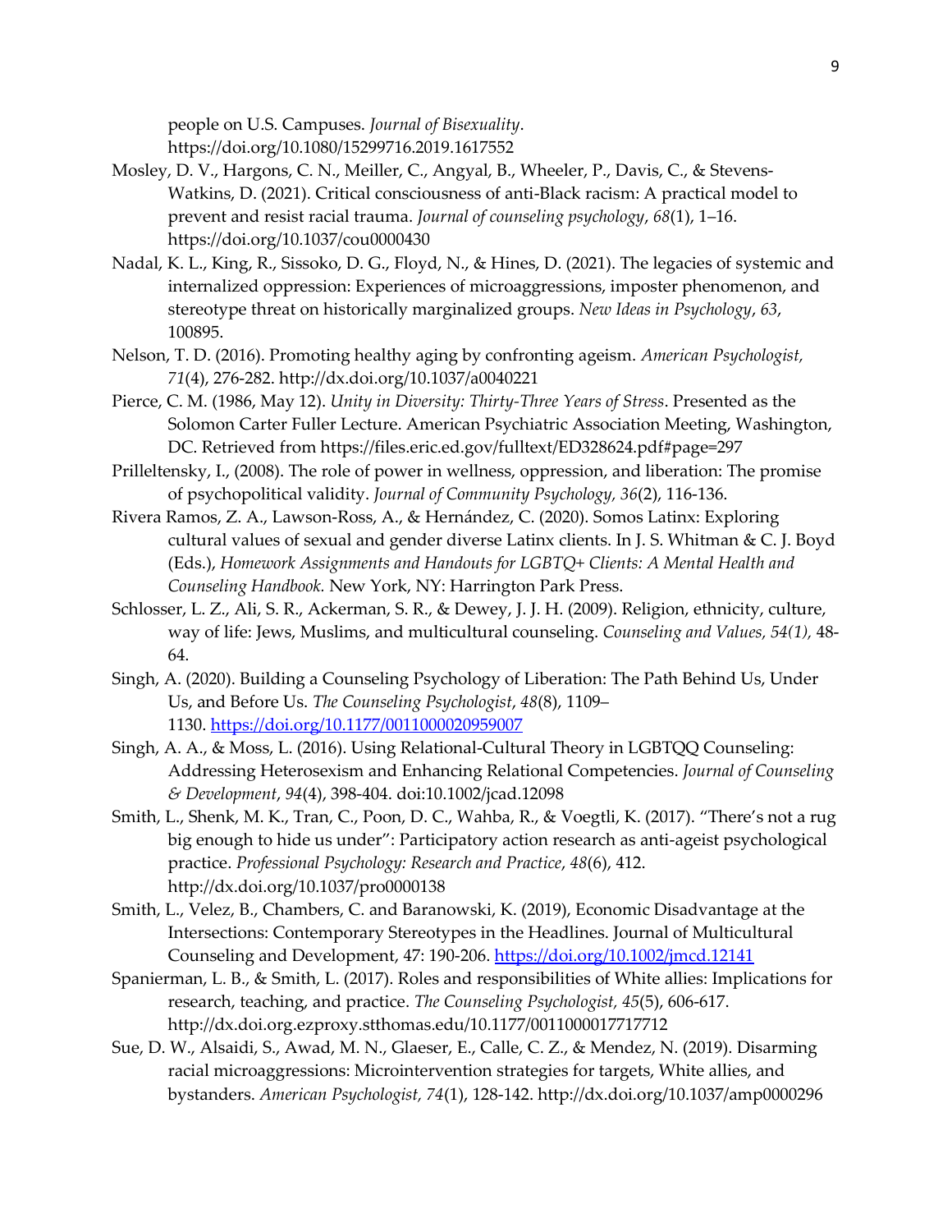people on U.S. Campuses. *Journal of Bisexuality*. https://doi.org/10.1080/15299716.2019.1617552

Mosley, D. V., Hargons, C. N., Meiller, C., Angyal, B., Wheeler, P., Davis, C., & Stevens-Watkins, D. (2021). Critical consciousness of anti-Black racism: A practical model to prevent and resist racial trauma. *Journal of counseling psychology*, *68*(1), 1–16. https://doi.org/10.1037/cou0000430

Nadal, K. L., King, R., Sissoko, D. G., Floyd, N., & Hines, D. (2021). The legacies of systemic and internalized oppression: Experiences of microaggressions, imposter phenomenon, and stereotype threat on historically marginalized groups. *New Ideas in Psychology*, *63*, 100895.

Nelson, T. D. (2016). Promoting healthy aging by confronting ageism. *American Psychologist, 71*(4), 276-282. http://dx.doi.org/10.1037/a0040221

Pierce, C. M. (1986, May 12). *Unity in Diversity: Thirty-Three Years of Stress*. Presented as the Solomon Carter Fuller Lecture. American Psychiatric Association Meeting, Washington, DC. Retrieved from https://files.eric.ed.gov/fulltext/ED328624.pdf#page=297

Prilleltensky, I., (2008). The role of power in wellness, oppression, and liberation: The promise of psychopolitical validity. *Journal of Community Psychology, 36*(2), 116-136.

Rivera Ramos, Z. A., Lawson-Ross, A., & Hernández, C. (2020). Somos Latinx: Exploring cultural values of sexual and gender diverse Latinx clients. In J. S. Whitman & C. J. Boyd (Eds.), *Homework Assignments and Handouts for LGBTQ+ Clients: A Mental Health and Counseling Handbook.* New York, NY: Harrington Park Press.

Schlosser, L. Z., Ali, S. R., Ackerman, S. R., & Dewey, J. J. H. (2009). Religion, ethnicity, culture, way of life: Jews, Muslims, and multicultural counseling. *Counseling and Values, 54(1),* 48-64.

Singh, A. (2020). Building a Counseling Psychology of Liberation: The Path Behind Us, Under Us, and Before Us. *The Counseling Psychologist*, *48*(8), 1109–1130. https://doi.org/10.1177/0011000020959007

Singh, A. A., & Moss, L. (2016). Using Relational-Cultural Theory in LGBTQQ Counseling: Addressing Heterosexism and Enhancing Relational Competencies. *Journal of Counseling & Development*, *94*(4), 398-404. doi:10.1002/jcad.12098

Smith, L., Shenk, M. K., Tran, C., Poon, D. C., Wahba, R., & Voegtli, K. (2017). "There's not a rug big enough to hide us under": Participatory action research as anti-ageist psychological practice. *Professional Psychology: Research and Practice*, *48*(6), 412. http://dx.doi.org/10.1037/pro0000138

Smith, L., Velez, B., Chambers, C. and Baranowski, K. (2019), Economic Disadvantage at the Intersections: Contemporary Stereotypes in the Headlines. Journal of Multicultural Counseling and Development, 47: 190-206. https://doi.org/10.1002/jmcd.12141

Spanierman, L. B., & Smith, L. (2017). Roles and responsibilities of White allies: Implications for research, teaching, and practice. *The Counseling Psychologist, 45*(5), 606-617. http://dx.doi.org.ezproxy.stthomas.edu/10.1177/0011000017717712

Sue, D. W., Alsaidi, S., Awad, M. N., Glaeser, E., Calle, C. Z., & Mendez, N. (2019). Disarming racial microaggressions: Microintervention strategies for targets, White allies, and bystanders. *American Psychologist, 74*(1), 128-142. http://dx.doi.org/10.1037/amp0000296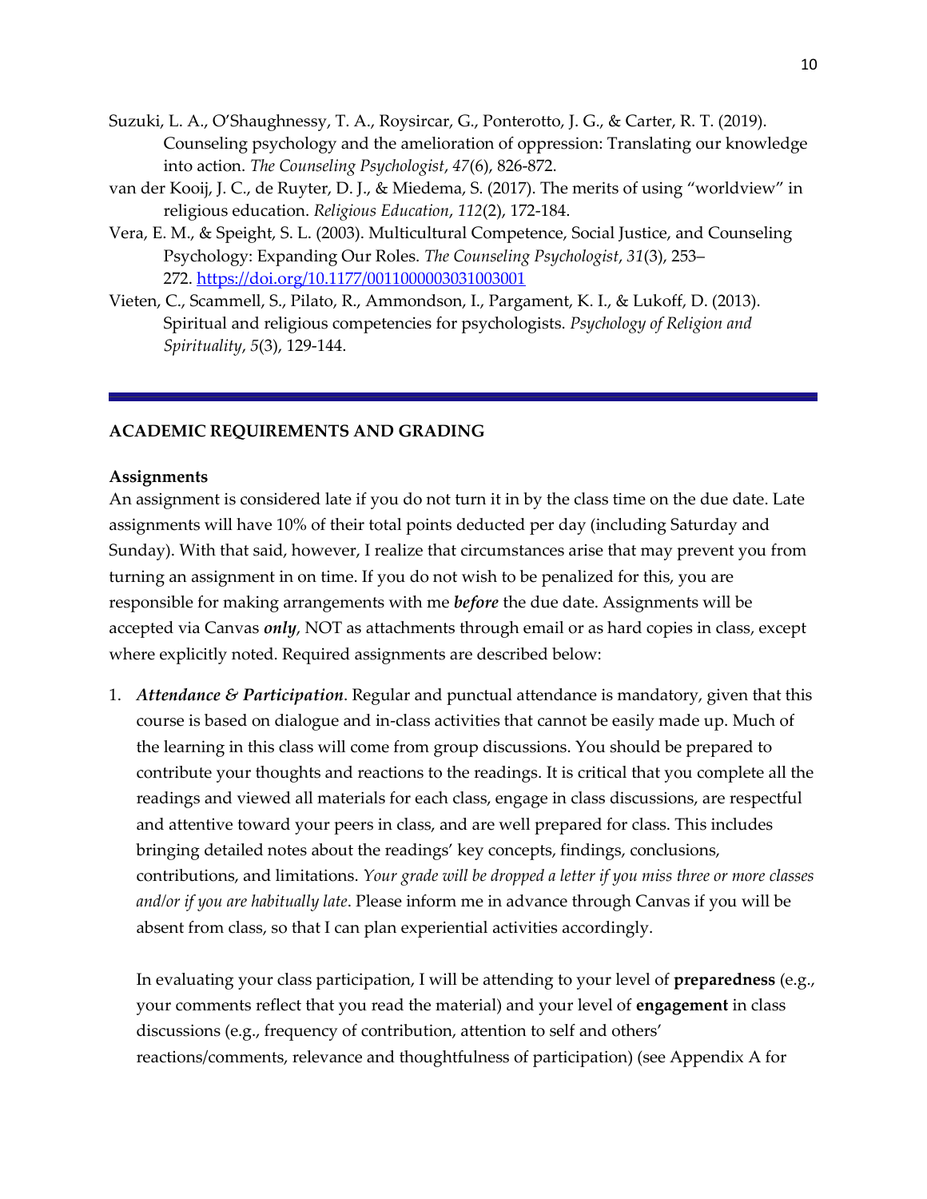Suzuki, L. A., O'Shaughnessy, T. A., Roysircar, G., Ponterotto, J. G., & Carter, R. T. (2019). Counseling psychology and the amelioration of oppression: Translating our knowledge into action. *The Counseling Psychologist*, *47*(6), 826-872.

van der Kooij, J. C., de Ruyter, D. J., & Miedema, S. (2017). The merits of using "worldview" in religious education. *Religious Education*, *112*(2), 172-184.

Vera, E. M., & Speight, S. L. (2003). Multicultural Competence, Social Justice, and Counseling Psychology: Expanding Our Roles. *The Counseling Psychologist*, *31*(3), 253–272. https://doi.org/10.1177/0011000003031003001

Vieten, C., Scammell, S., Pilato, R., Ammondson, I., Pargament, K. I., & Lukoff, D. (2013). Spiritual and religious competencies for psychologists. *Psychology of Religion and Spirituality*, *5*(3), 129-144.

---

## ACADEMIC REQUIREMENTS AND GRADING

### Assignments

An assignment is considered late if you do not turn it in by the class time on the due date. Late assignments will have 10% of their total points deducted per day (including Saturday and Sunday). With that said, however, I realize that circumstances arise that may prevent you from turning an assignment in on time. If you do not wish to be penalized for this, you are responsible for making arrangements with me ***before*** the due date. Assignments will be accepted via Canvas ***only***, NOT as attachments through email or as hard copies in class, except where explicitly noted. Required assignments are described below:

1. ***Attendance & Participation***. Regular and punctual attendance is mandatory, given that this course is based on dialogue and in-class activities that cannot be easily made up. Much of the learning in this class will come from group discussions. You should be prepared to contribute your thoughts and reactions to the readings. It is critical that you complete all the readings and viewed all materials for each class, engage in class discussions, are respectful and attentive toward your peers in class, and are well prepared for class. This includes bringing detailed notes about the readings' key concepts, findings, conclusions, contributions, and limitations. *Your grade will be dropped a letter if you miss three or more classes and/or if you are habitually late*. Please inform me in advance through Canvas if you will be absent from class, so that I can plan experiential activities accordingly.

   In evaluating your class participation, I will be attending to your level of **preparedness** (e.g., your comments reflect that you read the material) and your level of **engagement** in class discussions (e.g., frequency of contribution, attention to self and others' reactions/comments, relevance and thoughtfulness of participation) (see Appendix A for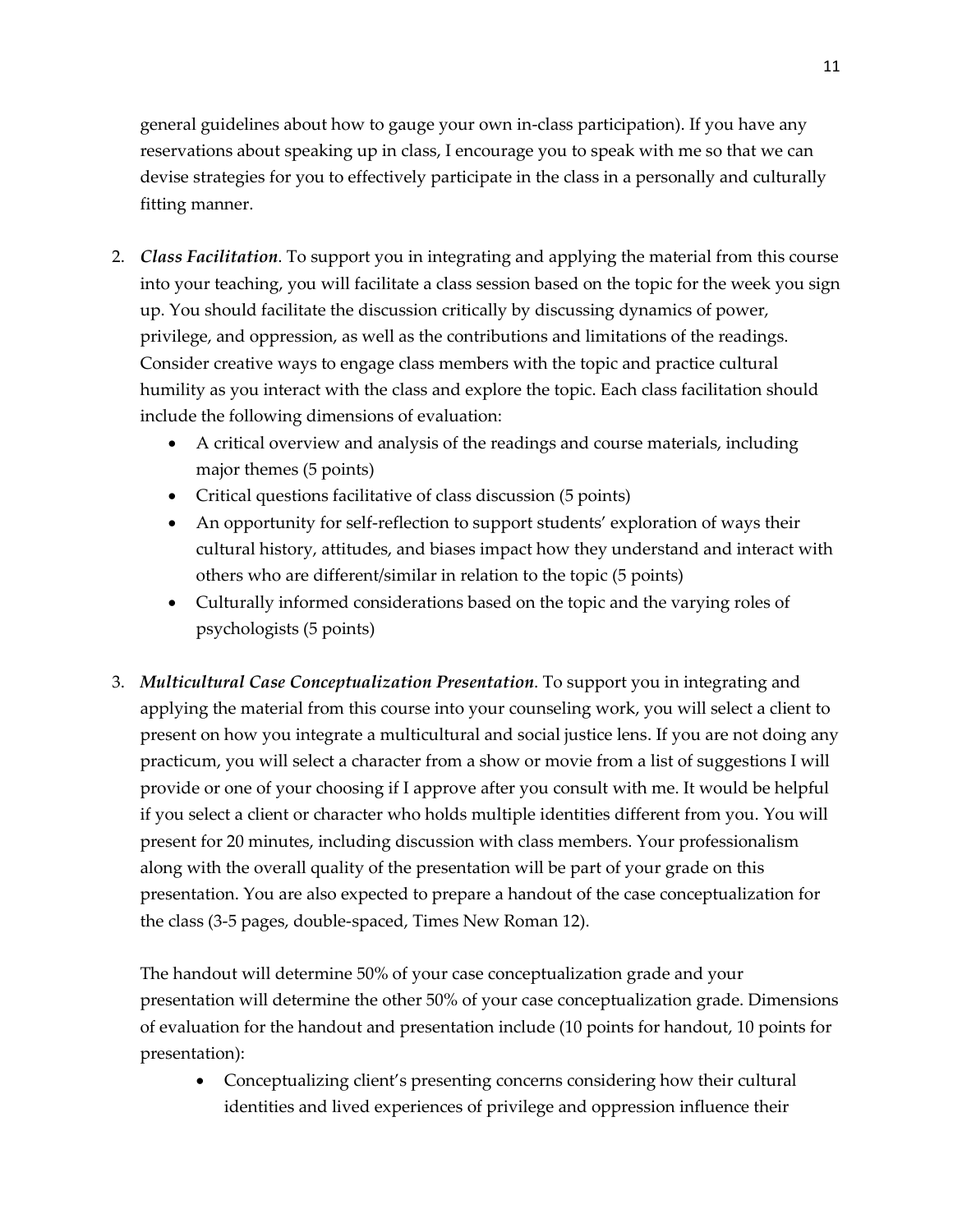general guidelines about how to gauge your own in-class participation). If you have any reservations about speaking up in class, I encourage you to speak with me so that we can devise strategies for you to effectively participate in the class in a personally and culturally fitting manner.

2. ***Class Facilitation***. To support you in integrating and applying the material from this course into your teaching, you will facilitate a class session based on the topic for the week you sign up. You should facilitate the discussion critically by discussing dynamics of power, privilege, and oppression, as well as the contributions and limitations of the readings. Consider creative ways to engage class members with the topic and practice cultural humility as you interact with the class and explore the topic. Each class facilitation should include the following dimensions of evaluation:
   - A critical overview and analysis of the readings and course materials, including major themes (5 points)
   - Critical questions facilitative of class discussion (5 points)
   - An opportunity for self-reflection to support students' exploration of ways their cultural history, attitudes, and biases impact how they understand and interact with others who are different/similar in relation to the topic (5 points)
   - Culturally informed considerations based on the topic and the varying roles of psychologists (5 points)

3. ***Multicultural Case Conceptualization Presentation***. To support you in integrating and applying the material from this course into your counseling work, you will select a client to present on how you integrate a multicultural and social justice lens. If you are not doing any practicum, you will select a character from a show or movie from a list of suggestions I will provide or one of your choosing if I approve after you consult with me. It would be helpful if you select a client or character who holds multiple identities different from you. You will present for 20 minutes, including discussion with class members. Your professionalism along with the overall quality of the presentation will be part of your grade on this presentation. You are also expected to prepare a handout of the case conceptualization for the class (3-5 pages, double-spaced, Times New Roman 12).

   The handout will determine 50% of your case conceptualization grade and your presentation will determine the other 50% of your case conceptualization grade. Dimensions of evaluation for the handout and presentation include (10 points for handout, 10 points for presentation):
   - Conceptualizing client's presenting concerns considering how their cultural identities and lived experiences of privilege and oppression influence their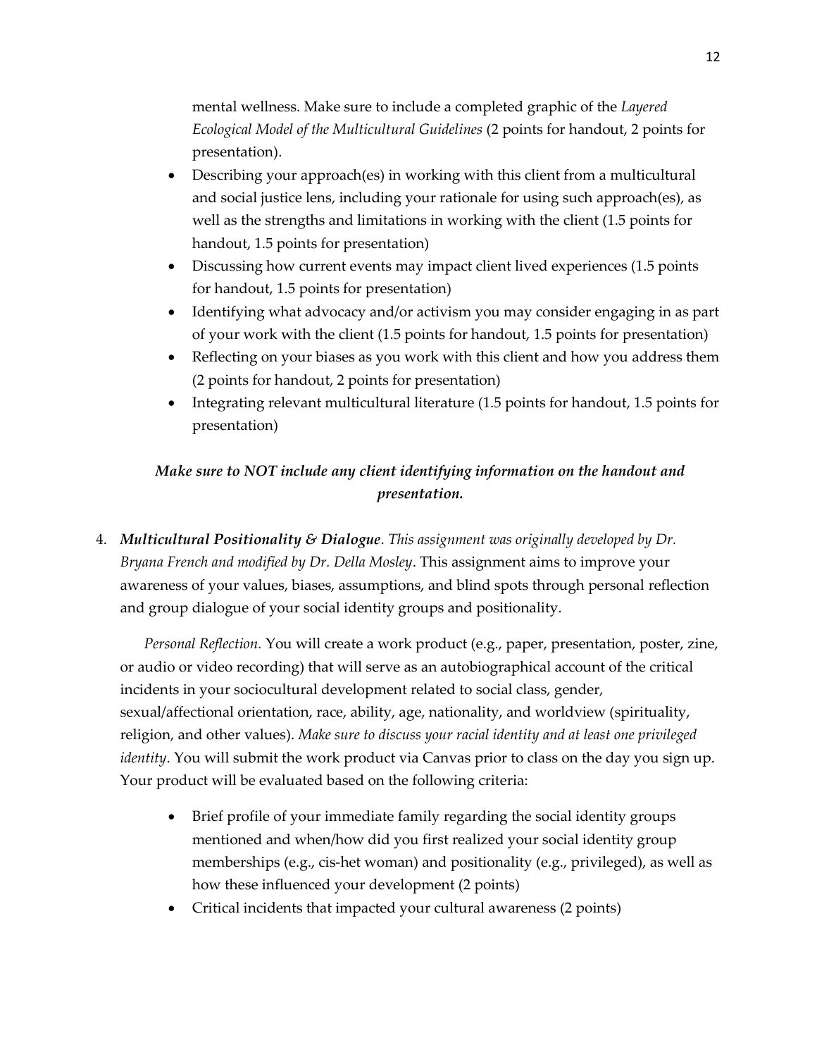mental wellness. Make sure to include a completed graphic of the *Layered Ecological Model of the Multicultural Guidelines* (2 points for handout, 2 points for presentation).

- Describing your approach(es) in working with this client from a multicultural and social justice lens, including your rationale for using such approach(es), as well as the strengths and limitations in working with the client (1.5 points for handout, 1.5 points for presentation)
- Discussing how current events may impact client lived experiences (1.5 points for handout, 1.5 points for presentation)
- Identifying what advocacy and/or activism you may consider engaging in as part of your work with the client (1.5 points for handout, 1.5 points for presentation)
- Reflecting on your biases as you work with this client and how you address them (2 points for handout, 2 points for presentation)
- Integrating relevant multicultural literature (1.5 points for handout, 1.5 points for presentation)

***Make sure to NOT include any client identifying information on the handout and presentation.***

4. ***Multicultural Positionality & Dialogue***. *This assignment was originally developed by Dr. Bryana French and modified by Dr. Della Mosley*. This assignment aims to improve your awareness of your values, biases, assumptions, and blind spots through personal reflection and group dialogue of your social identity groups and positionality.

   *Personal Reflection.* You will create a work product (e.g., paper, presentation, poster, zine, or audio or video recording) that will serve as an autobiographical account of the critical incidents in your sociocultural development related to social class, gender, sexual/affectional orientation, race, ability, age, nationality, and worldview (spirituality, religion, and other values). *Make sure to discuss your racial identity and at least one privileged identity*. You will submit the work product via Canvas prior to class on the day you sign up. Your product will be evaluated based on the following criteria:

   - Brief profile of your immediate family regarding the social identity groups mentioned and when/how did you first realized your social identity group memberships (e.g., cis-het woman) and positionality (e.g., privileged), as well as how these influenced your development (2 points)
   - Critical incidents that impacted your cultural awareness (2 points)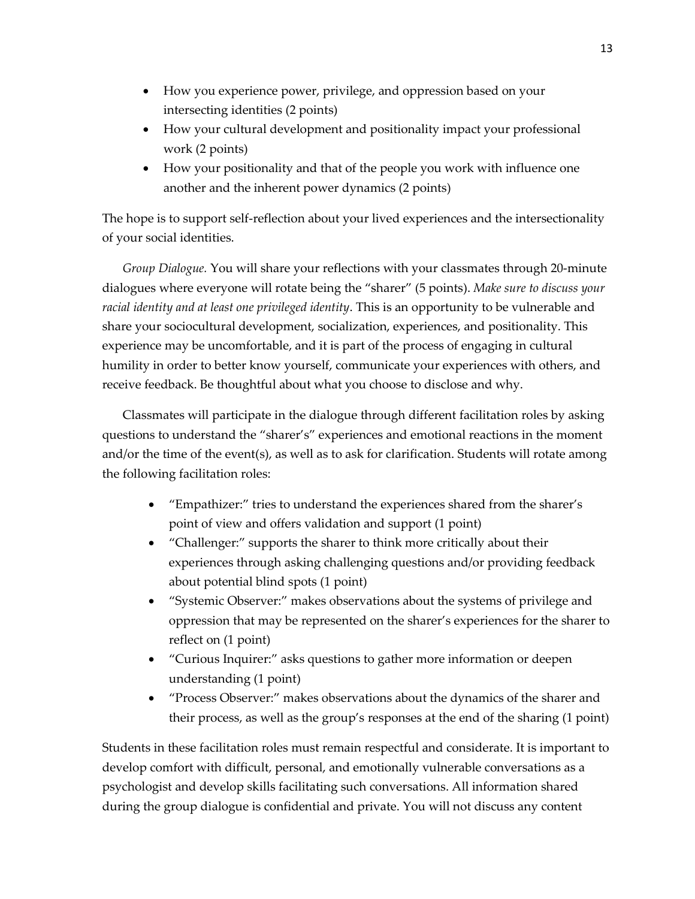- How you experience power, privilege, and oppression based on your intersecting identities (2 points)
- How your cultural development and positionality impact your professional work (2 points)
- How your positionality and that of the people you work with influence one another and the inherent power dynamics (2 points)

The hope is to support self-reflection about your lived experiences and the intersectionality of your social identities.

*Group Dialogue.* You will share your reflections with your classmates through 20-minute dialogues where everyone will rotate being the "sharer" (5 points). *Make sure to discuss your racial identity and at least one privileged identity*. This is an opportunity to be vulnerable and share your sociocultural development, socialization, experiences, and positionality. This experience may be uncomfortable, and it is part of the process of engaging in cultural humility in order to better know yourself, communicate your experiences with others, and receive feedback. Be thoughtful about what you choose to disclose and why.

Classmates will participate in the dialogue through different facilitation roles by asking questions to understand the "sharer's" experiences and emotional reactions in the moment and/or the time of the event(s), as well as to ask for clarification. Students will rotate among the following facilitation roles:

- "Empathizer:" tries to understand the experiences shared from the sharer's point of view and offers validation and support (1 point)
- "Challenger:" supports the sharer to think more critically about their experiences through asking challenging questions and/or providing feedback about potential blind spots (1 point)
- "Systemic Observer:" makes observations about the systems of privilege and oppression that may be represented on the sharer's experiences for the sharer to reflect on (1 point)
- "Curious Inquirer:" asks questions to gather more information or deepen understanding (1 point)
- "Process Observer:" makes observations about the dynamics of the sharer and their process, as well as the group's responses at the end of the sharing (1 point)

Students in these facilitation roles must remain respectful and considerate. It is important to develop comfort with difficult, personal, and emotionally vulnerable conversations as a psychologist and develop skills facilitating such conversations. All information shared during the group dialogue is confidential and private. You will not discuss any content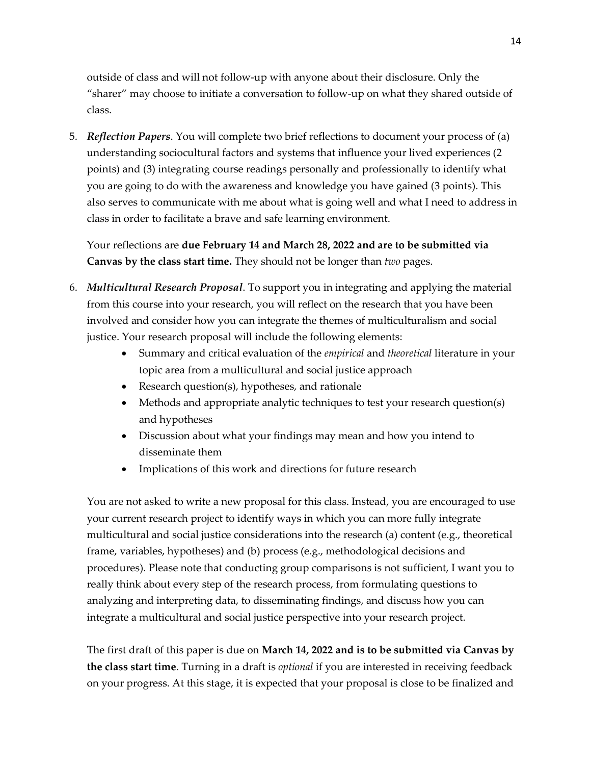outside of class and will not follow-up with anyone about their disclosure. Only the "sharer" may choose to initiate a conversation to follow-up on what they shared outside of class.

5. ***Reflection Papers***. You will complete two brief reflections to document your process of (a) understanding sociocultural factors and systems that influence your lived experiences (2 points) and (3) integrating course readings personally and professionally to identify what you are going to do with the awareness and knowledge you have gained (3 points). This also serves to communicate with me about what is going well and what I need to address in class in order to facilitate a brave and safe learning environment.

   Your reflections are **due February 14 and March 28, 2022 and are to be submitted via Canvas by the class start time.** They should not be longer than *two* pages.

6. ***Multicultural Research Proposal***. To support you in integrating and applying the material from this course into your research, you will reflect on the research that you have been involved and consider how you can integrate the themes of multiculturalism and social justice. Your research proposal will include the following elements:
   - Summary and critical evaluation of the *empirical* and *theoretical* literature in your topic area from a multicultural and social justice approach
   - Research question(s), hypotheses, and rationale
   - Methods and appropriate analytic techniques to test your research question(s) and hypotheses
   - Discussion about what your findings may mean and how you intend to disseminate them
   - Implications of this work and directions for future research

   You are not asked to write a new proposal for this class. Instead, you are encouraged to use your current research project to identify ways in which you can more fully integrate multicultural and social justice considerations into the research (a) content (e.g., theoretical frame, variables, hypotheses) and (b) process (e.g., methodological decisions and procedures). Please note that conducting group comparisons is not sufficient, I want you to really think about every step of the research process, from formulating questions to analyzing and interpreting data, to disseminating findings, and discuss how you can integrate a multicultural and social justice perspective into your research project.

   The first draft of this paper is due on **March 14, 2022 and is to be submitted via Canvas by the class start time**. Turning in a draft is *optional* if you are interested in receiving feedback on your progress. At this stage, it is expected that your proposal is close to be finalized and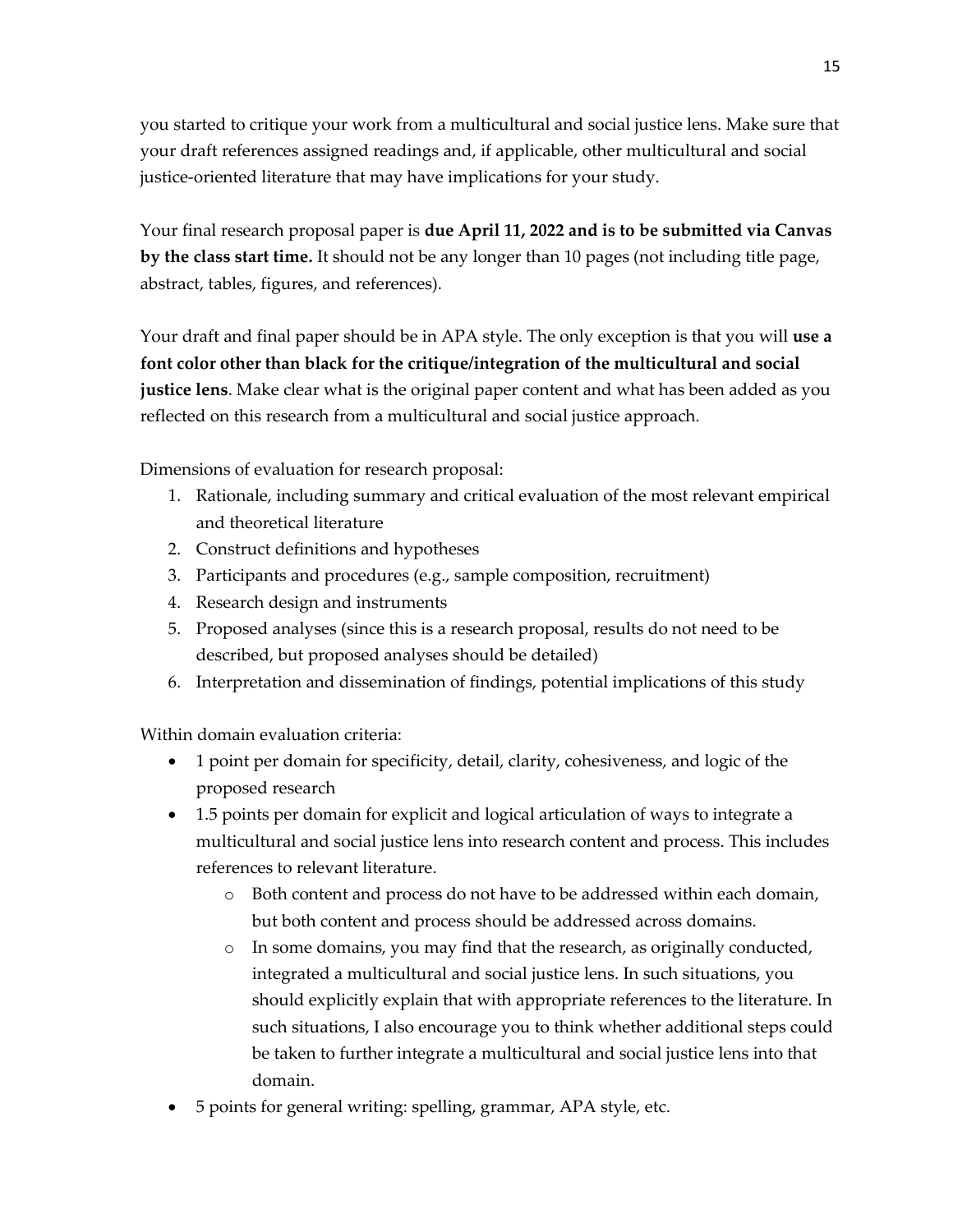you started to critique your work from a multicultural and social justice lens. Make sure that your draft references assigned readings and, if applicable, other multicultural and social justice-oriented literature that may have implications for your study.

Your final research proposal paper is **due April 11, 2022 and is to be submitted via Canvas by the class start time.** It should not be any longer than 10 pages (not including title page, abstract, tables, figures, and references).

Your draft and final paper should be in APA style. The only exception is that you will **use a font color other than black for the critique/integration of the multicultural and social justice lens**. Make clear what is the original paper content and what has been added as you reflected on this research from a multicultural and social justice approach.

Dimensions of evaluation for research proposal:

1. Rationale, including summary and critical evaluation of the most relevant empirical and theoretical literature
2. Construct definitions and hypotheses
3. Participants and procedures (e.g., sample composition, recruitment)
4. Research design and instruments
5. Proposed analyses (since this is a research proposal, results do not need to be described, but proposed analyses should be detailed)
6. Interpretation and dissemination of findings, potential implications of this study

Within domain evaluation criteria:

- 1 point per domain for specificity, detail, clarity, cohesiveness, and logic of the proposed research
- 1.5 points per domain for explicit and logical articulation of ways to integrate a multicultural and social justice lens into research content and process. This includes references to relevant literature.
    - Both content and process do not have to be addressed within each domain, but both content and process should be addressed across domains.
    - In some domains, you may find that the research, as originally conducted, integrated a multicultural and social justice lens. In such situations, you should explicitly explain that with appropriate references to the literature. In such situations, I also encourage you to think whether additional steps could be taken to further integrate a multicultural and social justice lens into that domain.
- 5 points for general writing: spelling, grammar, APA style, etc.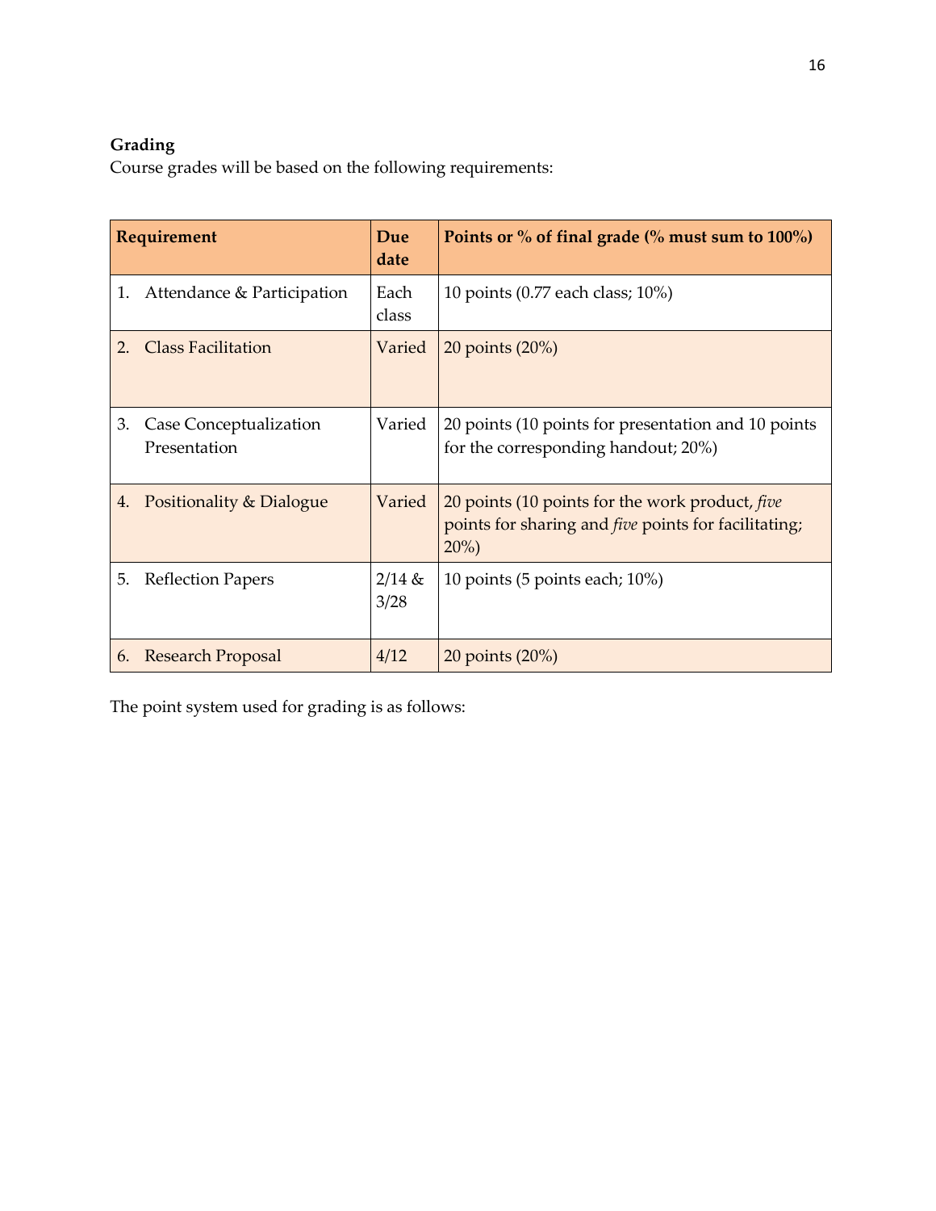**Grading**

Course grades will be based on the following requirements:

| Requirement | Due date | Points or % of final grade (% must sum to 100%) |
|---|---|---|
| 1. Attendance & Participation | Each class | 10 points (0.77 each class; 10%) |
| 2. Class Facilitation | Varied | 20 points (20%) |
| 3. Case Conceptualization Presentation | Varied | 20 points (10 points for presentation and 10 points for the corresponding handout; 20%) |
| 4. Positionality & Dialogue | Varied | 20 points (10 points for the work product, *five* points for sharing and *five* points for facilitating; 20%) |
| 5. Reflection Papers | 2/14 & 3/28 | 10 points (5 points each; 10%) |
| 6. Research Proposal | 4/12 | 20 points (20%) |

The point system used for grading is as follows: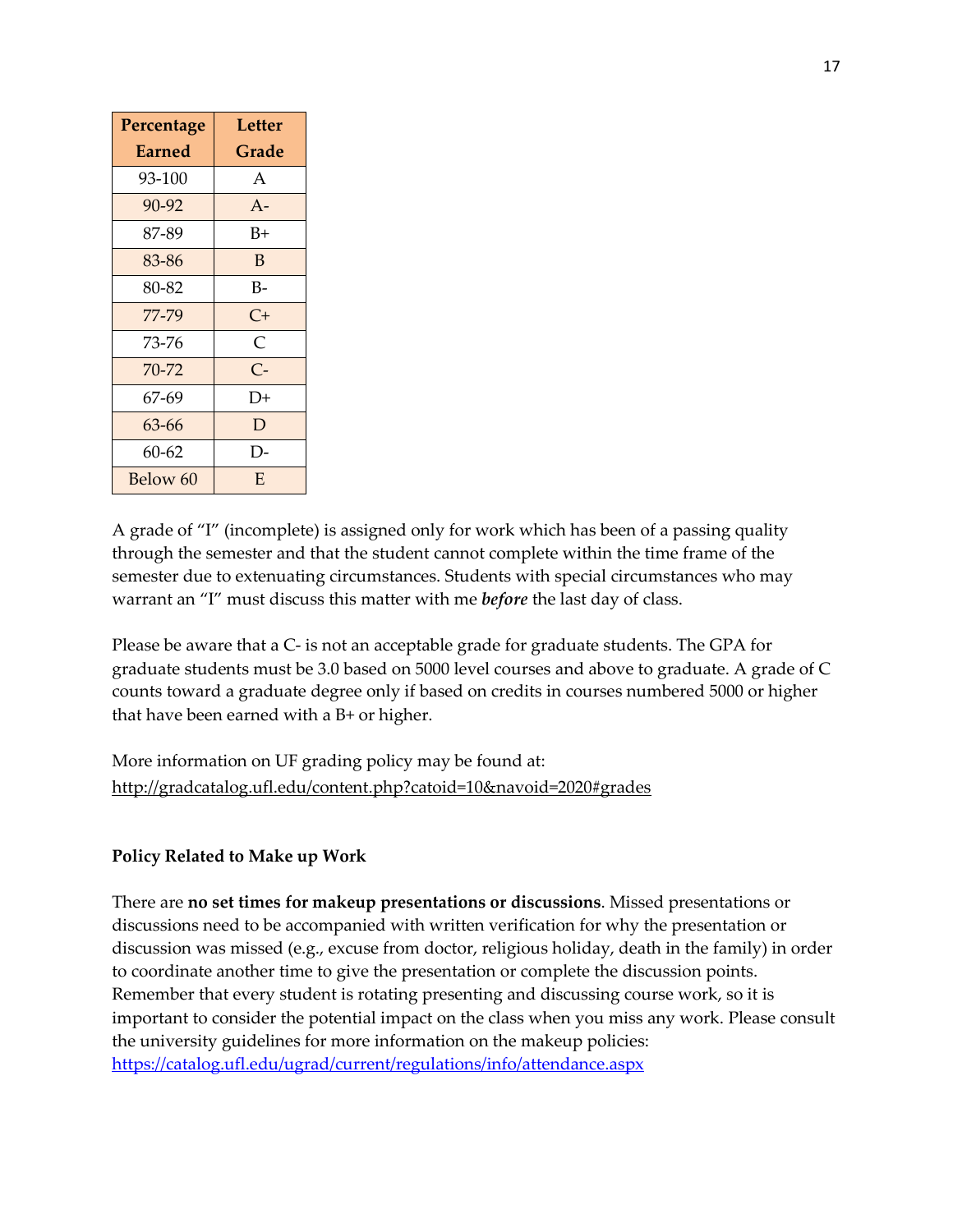| Percentage Earned | Letter Grade |
|---|---|
| 93-100 | A |
| 90-92 | A- |
| 87-89 | B+ |
| 83-86 | B |
| 80-82 | B- |
| 77-79 | C+ |
| 73-76 | C |
| 70-72 | C- |
| 67-69 | D+ |
| 63-66 | D |
| 60-62 | D- |
| Below 60 | E |

A grade of "I" (incomplete) is assigned only for work which has been of a passing quality through the semester and that the student cannot complete within the time frame of the semester due to extenuating circumstances. Students with special circumstances who may warrant an "I" must discuss this matter with me ***before*** the last day of class.

Please be aware that a C- is not an acceptable grade for graduate students. The GPA for graduate students must be 3.0 based on 5000 level courses and above to graduate. A grade of C counts toward a graduate degree only if based on credits in courses numbered 5000 or higher that have been earned with a B+ or higher.

More information on UF grading policy may be found at:
http://gradcatalog.ufl.edu/content.php?catoid=10&navoid=2020#grades

**Policy Related to Make up Work**

There are **no set times for makeup presentations or discussions**. Missed presentations or discussions need to be accompanied with written verification for why the presentation or discussion was missed (e.g., excuse from doctor, religious holiday, death in the family) in order to coordinate another time to give the presentation or complete the discussion points. Remember that every student is rotating presenting and discussing course work, so it is important to consider the potential impact on the class when you miss any work. Please consult the university guidelines for more information on the makeup policies: https://catalog.ufl.edu/ugrad/current/regulations/info/attendance.aspx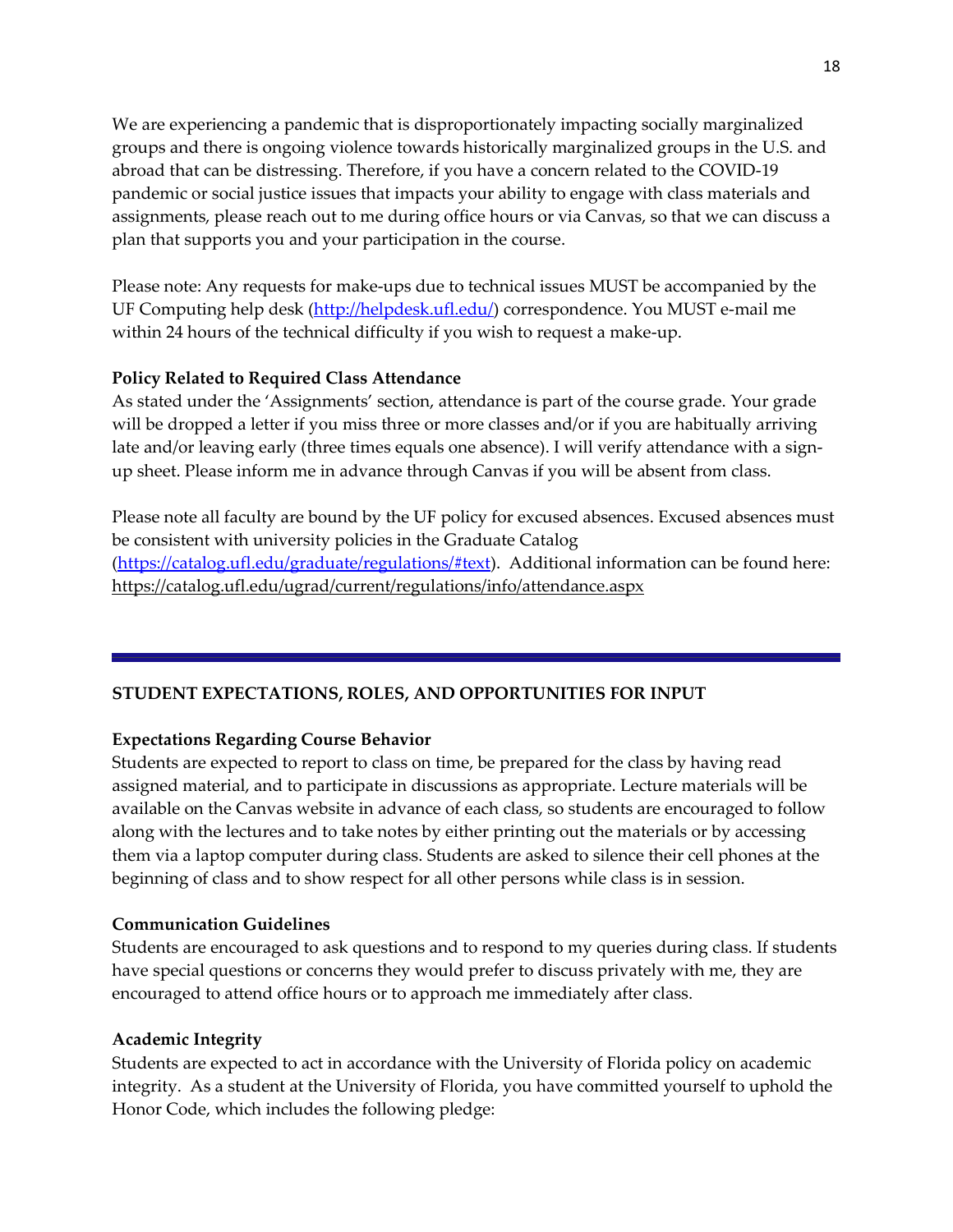We are experiencing a pandemic that is disproportionately impacting socially marginalized groups and there is ongoing violence towards historically marginalized groups in the U.S. and abroad that can be distressing. Therefore, if you have a concern related to the COVID-19 pandemic or social justice issues that impacts your ability to engage with class materials and assignments, please reach out to me during office hours or via Canvas, so that we can discuss a plan that supports you and your participation in the course.

Please note: Any requests for make-ups due to technical issues MUST be accompanied by the UF Computing help desk ([http://helpdesk.ufl.edu/](http://helpdesk.ufl.edu/)) correspondence. You MUST e-mail me within 24 hours of the technical difficulty if you wish to request a make-up.

**Policy Related to Required Class Attendance**

As stated under the 'Assignments' section, attendance is part of the course grade. Your grade will be dropped a letter if you miss three or more classes and/or if you are habitually arriving late and/or leaving early (three times equals one absence). I will verify attendance with a sign-up sheet. Please inform me in advance through Canvas if you will be absent from class.

Please note all faculty are bound by the UF policy for excused absences. Excused absences must be consistent with university policies in the Graduate Catalog ([https://catalog.ufl.edu/graduate/regulations/#text](https://catalog.ufl.edu/graduate/regulations/#text)). Additional information can be found here: https://catalog.ufl.edu/ugrad/current/regulations/info/attendance.aspx

---

## STUDENT EXPECTATIONS, ROLES, AND OPPORTUNITIES FOR INPUT

**Expectations Regarding Course Behavior**

Students are expected to report to class on time, be prepared for the class by having read assigned material, and to participate in discussions as appropriate. Lecture materials will be available on the Canvas website in advance of each class, so students are encouraged to follow along with the lectures and to take notes by either printing out the materials or by accessing them via a laptop computer during class. Students are asked to silence their cell phones at the beginning of class and to show respect for all other persons while class is in session.

**Communication Guidelines**

Students are encouraged to ask questions and to respond to my queries during class. If students have special questions or concerns they would prefer to discuss privately with me, they are encouraged to attend office hours or to approach me immediately after class.

**Academic Integrity**

Students are expected to act in accordance with the University of Florida policy on academic integrity. As a student at the University of Florida, you have committed yourself to uphold the Honor Code, which includes the following pledge: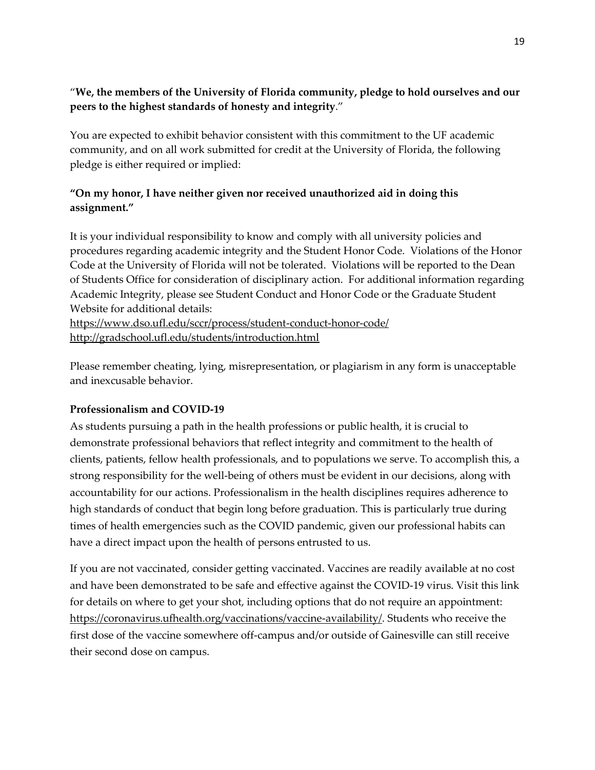"**We, the members of the University of Florida community, pledge to hold ourselves and our peers to the highest standards of honesty and integrity**."

You are expected to exhibit behavior consistent with this commitment to the UF academic community, and on all work submitted for credit at the University of Florida, the following pledge is either required or implied:

**"On my honor, I have neither given nor received unauthorized aid in doing this assignment."**

It is your individual responsibility to know and comply with all university policies and procedures regarding academic integrity and the Student Honor Code. Violations of the Honor Code at the University of Florida will not be tolerated. Violations will be reported to the Dean of Students Office for consideration of disciplinary action. For additional information regarding Academic Integrity, please see Student Conduct and Honor Code or the Graduate Student Website for additional details:
https://www.dso.ufl.edu/sccr/process/student-conduct-honor-code/
http://gradschool.ufl.edu/students/introduction.html

Please remember cheating, lying, misrepresentation, or plagiarism in any form is unacceptable and inexcusable behavior.

**Professionalism and COVID-19**

As students pursuing a path in the health professions or public health, it is crucial to demonstrate professional behaviors that reflect integrity and commitment to the health of clients, patients, fellow health professionals, and to populations we serve. To accomplish this, a strong responsibility for the well-being of others must be evident in our decisions, along with accountability for our actions. Professionalism in the health disciplines requires adherence to high standards of conduct that begin long before graduation. This is particularly true during times of health emergencies such as the COVID pandemic, given our professional habits can have a direct impact upon the health of persons entrusted to us.

If you are not vaccinated, consider getting vaccinated. Vaccines are readily available at no cost and have been demonstrated to be safe and effective against the COVID-19 virus. Visit this link for details on where to get your shot, including options that do not require an appointment: https://coronavirus.ufhealth.org/vaccinations/vaccine-availability/. Students who receive the first dose of the vaccine somewhere off-campus and/or outside of Gainesville can still receive their second dose on campus.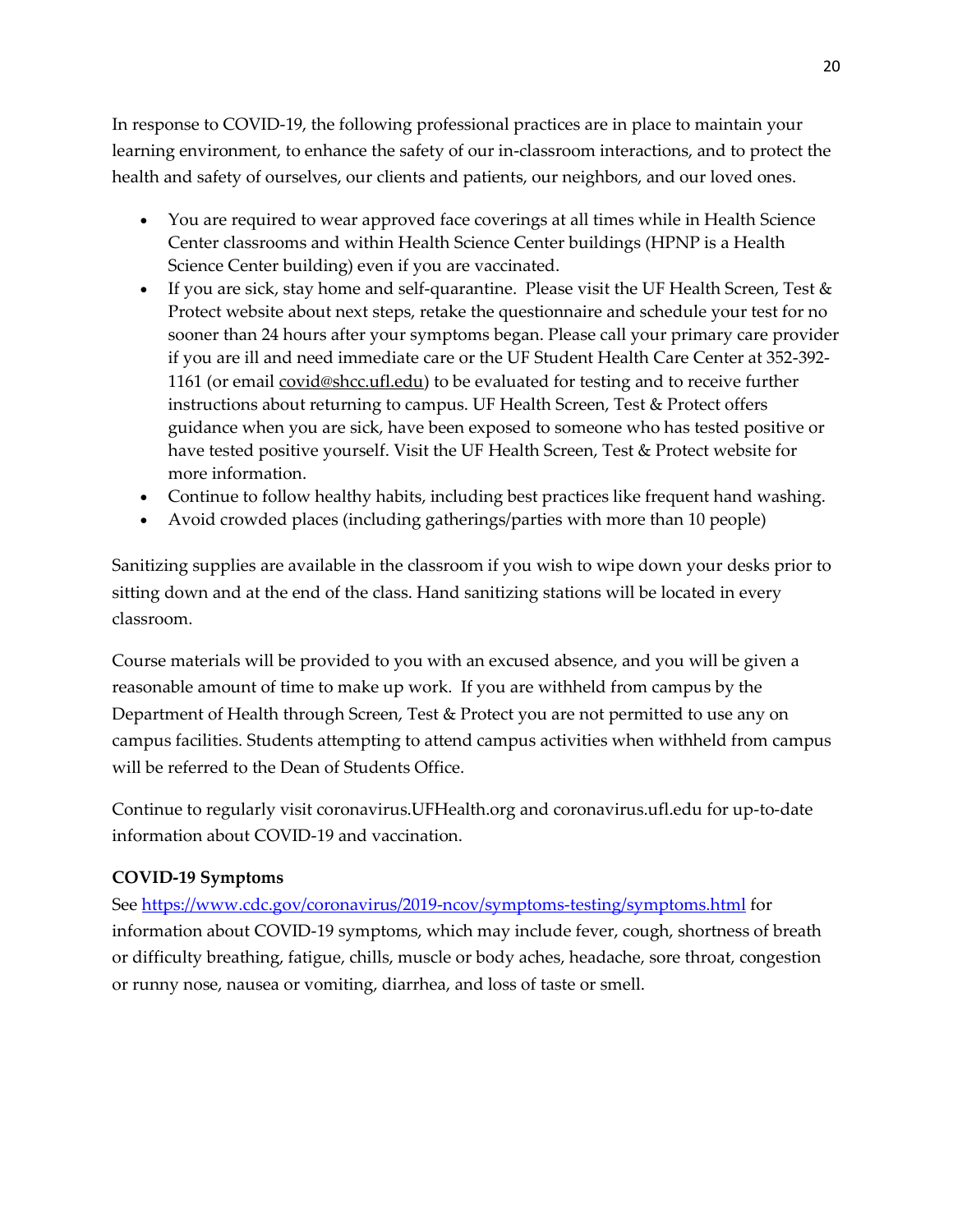In response to COVID-19, the following professional practices are in place to maintain your learning environment, to enhance the safety of our in-classroom interactions, and to protect the health and safety of ourselves, our clients and patients, our neighbors, and our loved ones.

- You are required to wear approved face coverings at all times while in Health Science Center classrooms and within Health Science Center buildings (HPNP is a Health Science Center building) even if you are vaccinated.
- If you are sick, stay home and self-quarantine. Please visit the UF Health Screen, Test & Protect website about next steps, retake the questionnaire and schedule your test for no sooner than 24 hours after your symptoms began. Please call your primary care provider if you are ill and need immediate care or the UF Student Health Care Center at 352-392-1161 (or email covid@shcc.ufl.edu) to be evaluated for testing and to receive further instructions about returning to campus. UF Health Screen, Test & Protect offers guidance when you are sick, have been exposed to someone who has tested positive or have tested positive yourself. Visit the UF Health Screen, Test & Protect website for more information.
- Continue to follow healthy habits, including best practices like frequent hand washing.
- Avoid crowded places (including gatherings/parties with more than 10 people)

Sanitizing supplies are available in the classroom if you wish to wipe down your desks prior to sitting down and at the end of the class. Hand sanitizing stations will be located in every classroom.

Course materials will be provided to you with an excused absence, and you will be given a reasonable amount of time to make up work. If you are withheld from campus by the Department of Health through Screen, Test & Protect you are not permitted to use any on campus facilities. Students attempting to attend campus activities when withheld from campus will be referred to the Dean of Students Office.

Continue to regularly visit coronavirus.UFHealth.org and coronavirus.ufl.edu for up-to-date information about COVID-19 and vaccination.

**COVID-19 Symptoms**

See https://www.cdc.gov/coronavirus/2019-ncov/symptoms-testing/symptoms.html for information about COVID-19 symptoms, which may include fever, cough, shortness of breath or difficulty breathing, fatigue, chills, muscle or body aches, headache, sore throat, congestion or runny nose, nausea or vomiting, diarrhea, and loss of taste or smell.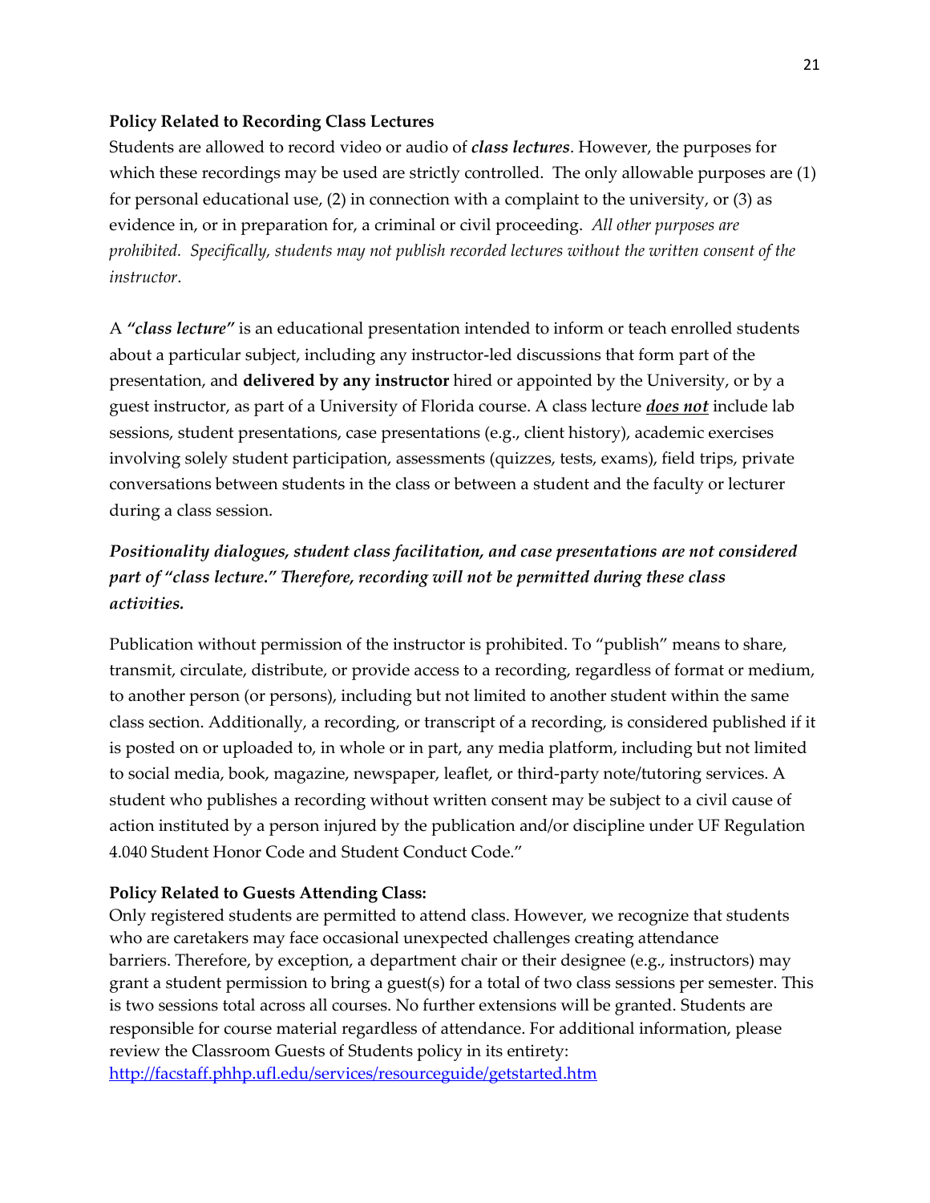**Policy Related to Recording Class Lectures**

Students are allowed to record video or audio of ***class lectures***. However, the purposes for which these recordings may be used are strictly controlled. The only allowable purposes are (1) for personal educational use, (2) in connection with a complaint to the university, or (3) as evidence in, or in preparation for, a criminal or civil proceeding. *All other purposes are prohibited. Specifically, students may not publish recorded lectures without the written consent of the instructor.*

A ***"class lecture"*** is an educational presentation intended to inform or teach enrolled students about a particular subject, including any instructor-led discussions that form part of the presentation, and **delivered by any instructor** hired or appointed by the University, or by a guest instructor, as part of a University of Florida course. A class lecture ***<u>does not</u>*** include lab sessions, student presentations, case presentations (e.g., client history), academic exercises involving solely student participation, assessments (quizzes, tests, exams), field trips, private conversations between students in the class or between a student and the faculty or lecturer during a class session.

***Positionality dialogues, student class facilitation, and case presentations are not considered part of "class lecture." Therefore, recording will not be permitted during these class activities.***

Publication without permission of the instructor is prohibited. To "publish" means to share, transmit, circulate, distribute, or provide access to a recording, regardless of format or medium, to another person (or persons), including but not limited to another student within the same class section. Additionally, a recording, or transcript of a recording, is considered published if it is posted on or uploaded to, in whole or in part, any media platform, including but not limited to social media, book, magazine, newspaper, leaflet, or third-party note/tutoring services. A student who publishes a recording without written consent may be subject to a civil cause of action instituted by a person injured by the publication and/or discipline under UF Regulation 4.040 Student Honor Code and Student Conduct Code."

**Policy Related to Guests Attending Class:**

Only registered students are permitted to attend class. However, we recognize that students who are caretakers may face occasional unexpected challenges creating attendance barriers. Therefore, by exception, a department chair or their designee (e.g., instructors) may grant a student permission to bring a guest(s) for a total of two class sessions per semester. This is two sessions total across all courses. No further extensions will be granted. Students are responsible for course material regardless of attendance. For additional information, please review the Classroom Guests of Students policy in its entirety: [http://facstaff.phhp.ufl.edu/services/resourceguide/getstarted.htm](http://facstaff.phhp.ufl.edu/services/resourceguide/getstarted.htm)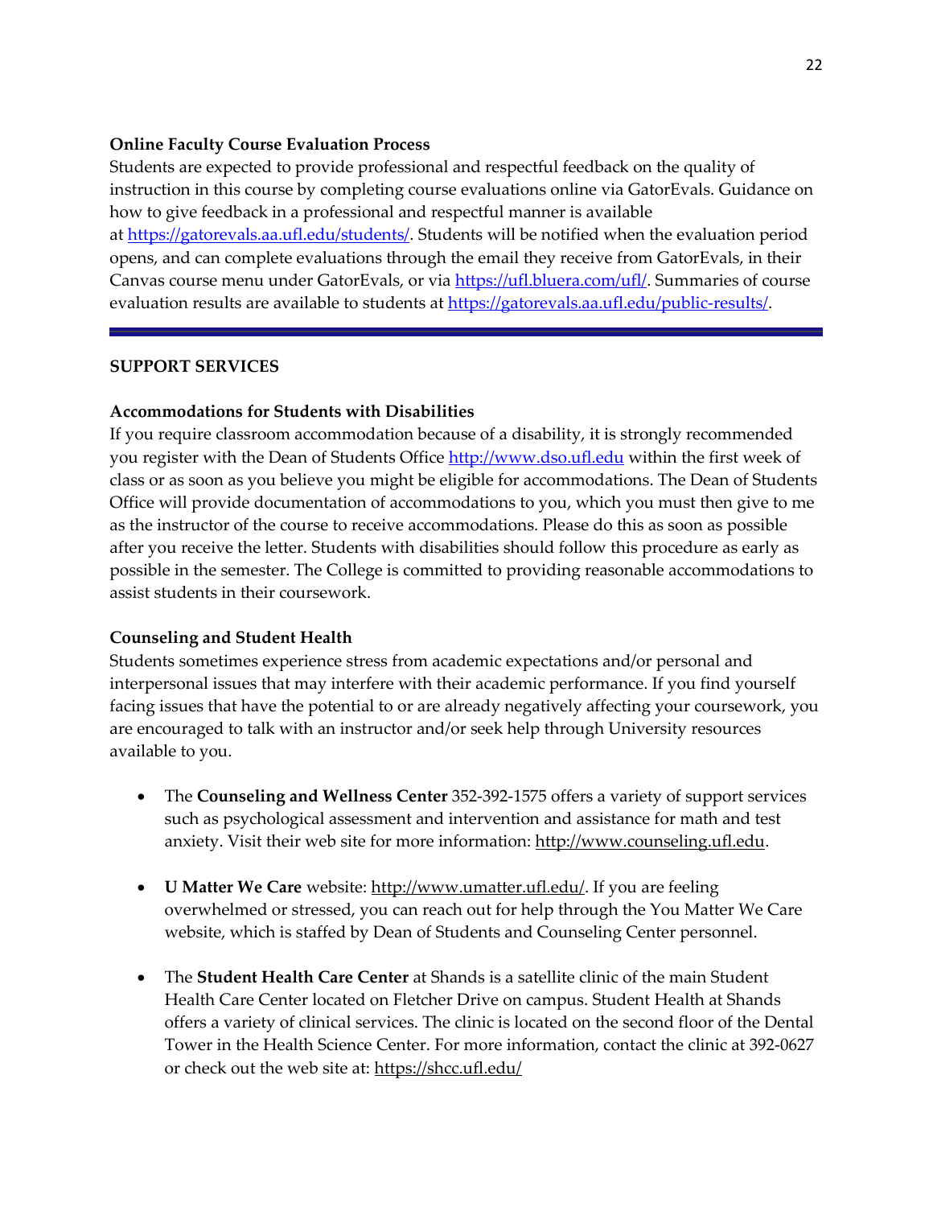**Online Faculty Course Evaluation Process**

Students are expected to provide professional and respectful feedback on the quality of instruction in this course by completing course evaluations online via GatorEvals. Guidance on how to give feedback in a professional and respectful manner is available at [https://gatorevals.aa.ufl.edu/students/](https://gatorevals.aa.ufl.edu/students/). Students will be notified when the evaluation period opens, and can complete evaluations through the email they receive from GatorEvals, in their Canvas course menu under GatorEvals, or via [https://ufl.bluera.com/ufl/](https://ufl.bluera.com/ufl/). Summaries of course evaluation results are available to students at [https://gatorevals.aa.ufl.edu/public-results/](https://gatorevals.aa.ufl.edu/public-results/).

---

## SUPPORT SERVICES

**Accommodations for Students with Disabilities**

If you require classroom accommodation because of a disability, it is strongly recommended you register with the Dean of Students Office [http://www.dso.ufl.edu](http://www.dso.ufl.edu) within the first week of class or as soon as you believe you might be eligible for accommodations. The Dean of Students Office will provide documentation of accommodations to you, which you must then give to me as the instructor of the course to receive accommodations. Please do this as soon as possible after you receive the letter. Students with disabilities should follow this procedure as early as possible in the semester. The College is committed to providing reasonable accommodations to assist students in their coursework.

**Counseling and Student Health**

Students sometimes experience stress from academic expectations and/or personal and interpersonal issues that may interfere with their academic performance. If you find yourself facing issues that have the potential to or are already negatively affecting your coursework, you are encouraged to talk with an instructor and/or seek help through University resources available to you.

- The **Counseling and Wellness Center** 352-392-1575 offers a variety of support services such as psychological assessment and intervention and assistance for math and test anxiety. Visit their web site for more information: http://www.counseling.ufl.edu.

- **U Matter We Care** website: http://www.umatter.ufl.edu/. If you are feeling overwhelmed or stressed, you can reach out for help through the You Matter We Care website, which is staffed by Dean of Students and Counseling Center personnel.

- The **Student Health Care Center** at Shands is a satellite clinic of the main Student Health Care Center located on Fletcher Drive on campus. Student Health at Shands offers a variety of clinical services. The clinic is located on the second floor of the Dental Tower in the Health Science Center. For more information, contact the clinic at 392-0627 or check out the web site at: https://shcc.ufl.edu/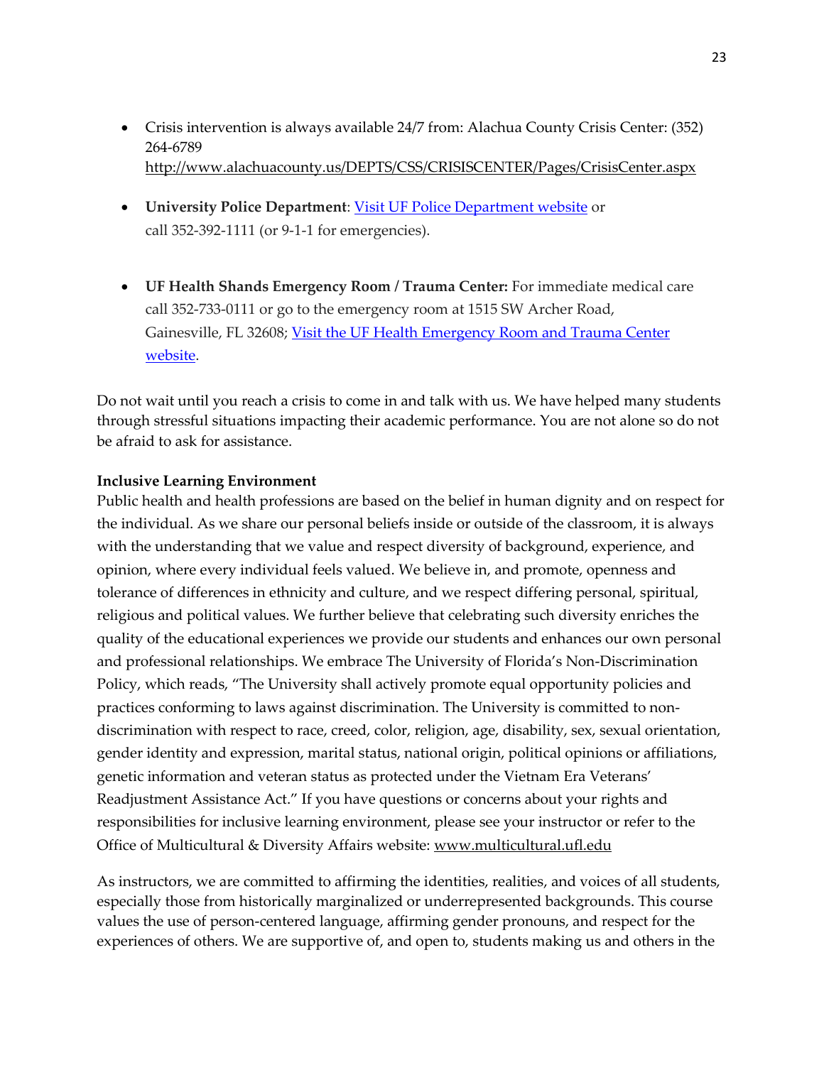- Crisis intervention is always available 24/7 from: Alachua County Crisis Center: (352) 264-6789 http://www.alachuacounty.us/DEPTS/CSS/CRISISCENTER/Pages/CrisisCenter.aspx

- **University Police Department**: Visit UF Police Department website or call 352-392-1111 (or 9-1-1 for emergencies).

- **UF Health Shands Emergency Room / Trauma Center:** For immediate medical care call 352-733-0111 or go to the emergency room at 1515 SW Archer Road, Gainesville, FL 32608; Visit the UF Health Emergency Room and Trauma Center website.

Do not wait until you reach a crisis to come in and talk with us. We have helped many students through stressful situations impacting their academic performance. You are not alone so do not be afraid to ask for assistance.

**Inclusive Learning Environment**

Public health and health professions are based on the belief in human dignity and on respect for the individual. As we share our personal beliefs inside or outside of the classroom, it is always with the understanding that we value and respect diversity of background, experience, and opinion, where every individual feels valued. We believe in, and promote, openness and tolerance of differences in ethnicity and culture, and we respect differing personal, spiritual, religious and political values. We further believe that celebrating such diversity enriches the quality of the educational experiences we provide our students and enhances our own personal and professional relationships. We embrace The University of Florida's Non-Discrimination Policy, which reads, "The University shall actively promote equal opportunity policies and practices conforming to laws against discrimination. The University is committed to non-discrimination with respect to race, creed, color, religion, age, disability, sex, sexual orientation, gender identity and expression, marital status, national origin, political opinions or affiliations, genetic information and veteran status as protected under the Vietnam Era Veterans' Readjustment Assistance Act." If you have questions or concerns about your rights and responsibilities for inclusive learning environment, please see your instructor or refer to the Office of Multicultural & Diversity Affairs website: www.multicultural.ufl.edu

As instructors, we are committed to affirming the identities, realities, and voices of all students, especially those from historically marginalized or underrepresented backgrounds. This course values the use of person-centered language, affirming gender pronouns, and respect for the experiences of others. We are supportive of, and open to, students making us and others in the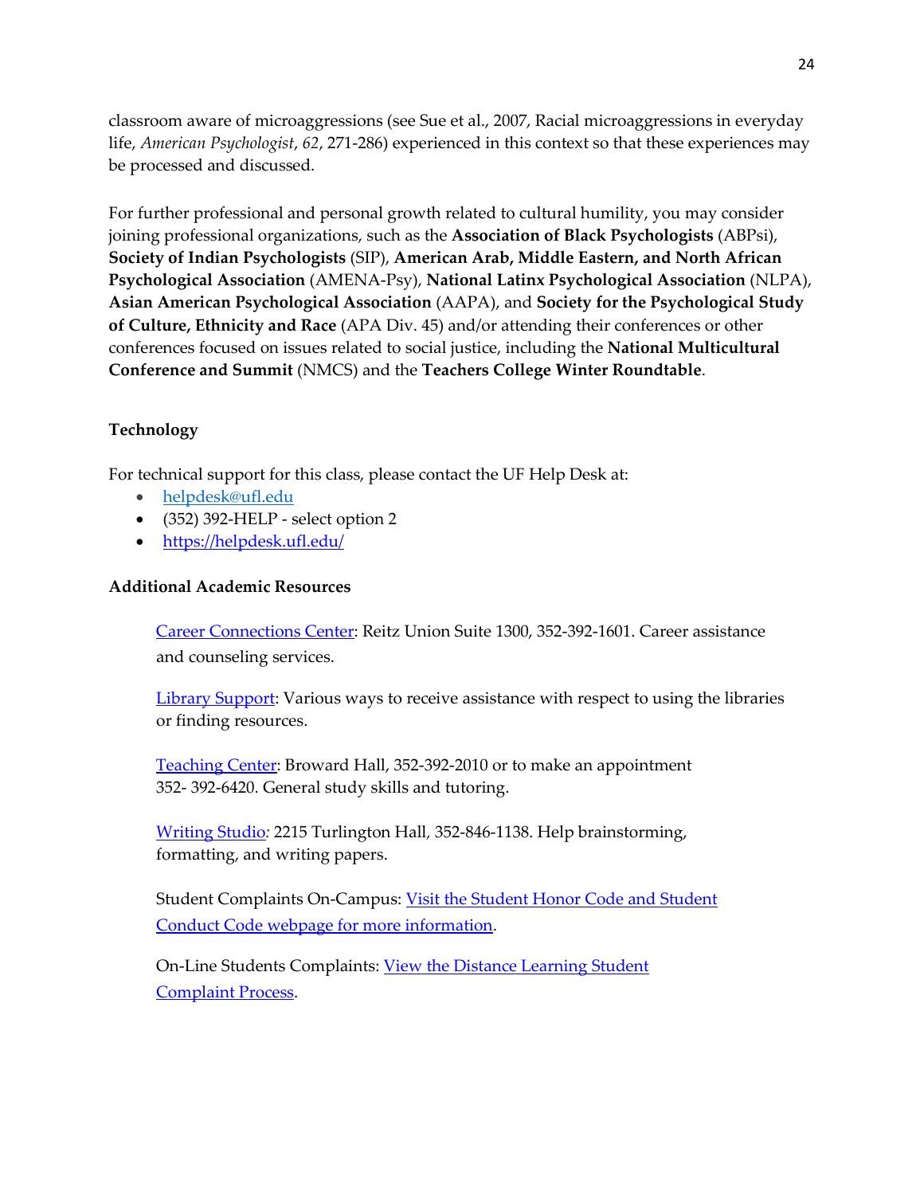classroom aware of microaggressions (see Sue et al., 2007, Racial microaggressions in everyday life, *American Psychologist*, *62*, 271-286) experienced in this context so that these experiences may be processed and discussed.

For further professional and personal growth related to cultural humility, you may consider joining professional organizations, such as the **Association of Black Psychologists** (ABPsi), **Society of Indian Psychologists** (SIP), **American Arab, Middle Eastern, and North African Psychological Association** (AMENA-Psy), **National Latinx Psychological Association** (NLPA), **Asian American Psychological Association** (AAPA), and **Society for the Psychological Study of Culture, Ethnicity and Race** (APA Div. 45) and/or attending their conferences or other conferences focused on issues related to social justice, including the **National Multicultural Conference and Summit** (NMCS) and the **Teachers College Winter Roundtable**.

**Technology**

For technical support for this class, please contact the UF Help Desk at:

- helpdesk@ufl.edu
- (352) 392-HELP - select option 2
- https://helpdesk.ufl.edu/

**Additional Academic Resources**

Career Connections Center: Reitz Union Suite 1300, 352-392-1601. Career assistance and counseling services.

Library Support: Various ways to receive assistance with respect to using the libraries or finding resources.

Teaching Center: Broward Hall, 352-392-2010 or to make an appointment 352- 392-6420. General study skills and tutoring.

Writing Studio*:* 2215 Turlington Hall*,* 352-846-1138. Help brainstorming, formatting, and writing papers.

Student Complaints On-Campus: Visit the Student Honor Code and Student Conduct Code webpage for more information.

On-Line Students Complaints: View the Distance Learning Student Complaint Process.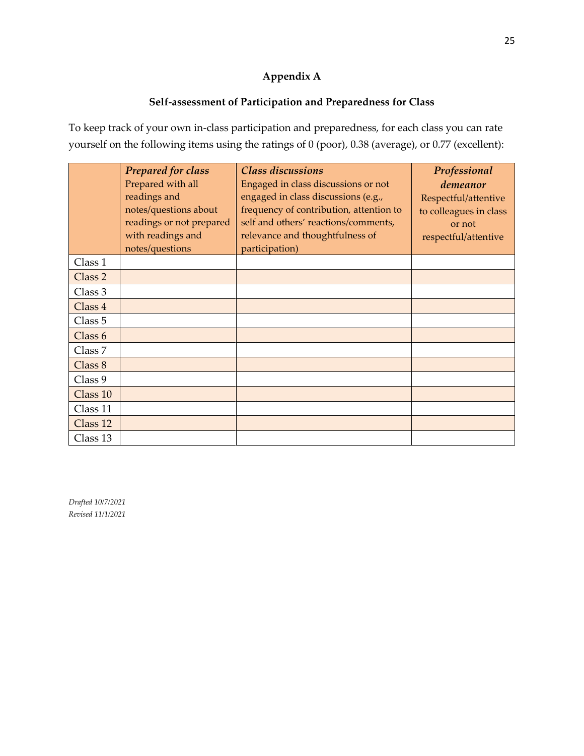## Appendix A

### Self-assessment of Participation and Preparedness for Class

To keep track of your own in-class participation and preparedness, for each class you can rate yourself on the following items using the ratings of 0 (poor), 0.38 (average), or 0.77 (excellent):

| | *Prepared for class* Prepared with all readings and notes/questions about readings or not prepared with readings and notes/questions | *Class discussions* Engaged in class discussions or not engaged in class discussions (e.g., frequency of contribution, attention to self and others' reactions/comments, relevance and thoughtfulness of participation) | *Professional demeanor* Respectful/attentive to colleagues in class or not respectful/attentive |
|---|---|---|---|
| Class 1 | | | |
| Class 2 | | | |
| Class 3 | | | |
| Class 4 | | | |
| Class 5 | | | |
| Class 6 | | | |
| Class 7 | | | |
| Class 8 | | | |
| Class 9 | | | |
| Class 10 | | | |
| Class 11 | | | |
| Class 12 | | | |
| Class 13 | | | |

*Drafted 10/7/2021*
*Revised 11/1/2021*